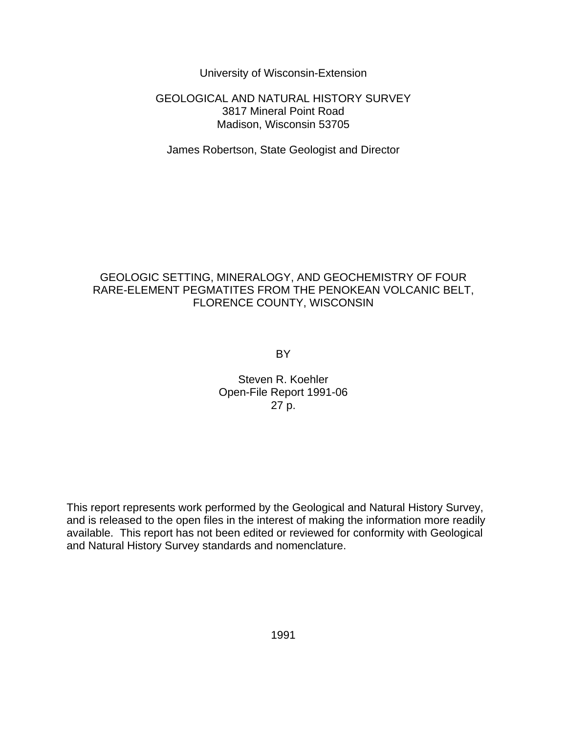University of Wisconsin-Extension

GEOLOGICAL AND NATURAL HISTORY SURVEY
3817 Mineral Point Road
Madison, Wisconsin 53705

James Robertson, State Geologist and Director

# GEOLOGIC SETTING, MINERALOGY, AND GEOCHEMISTRY OF FOUR RARE-ELEMENT PEGMATITES FROM THE PENOKEAN VOLCANIC BELT, FLORENCE COUNTY, WISCONSIN

BY

Steven R. Koehler
Open-File Report 1991-06
27 p.

This report represents work performed by the Geological and Natural History Survey, and is released to the open files in the interest of making the information more readily available. This report has not been edited or reviewed for conformity with Geological and Natural History Survey standards and nomenclature.

1991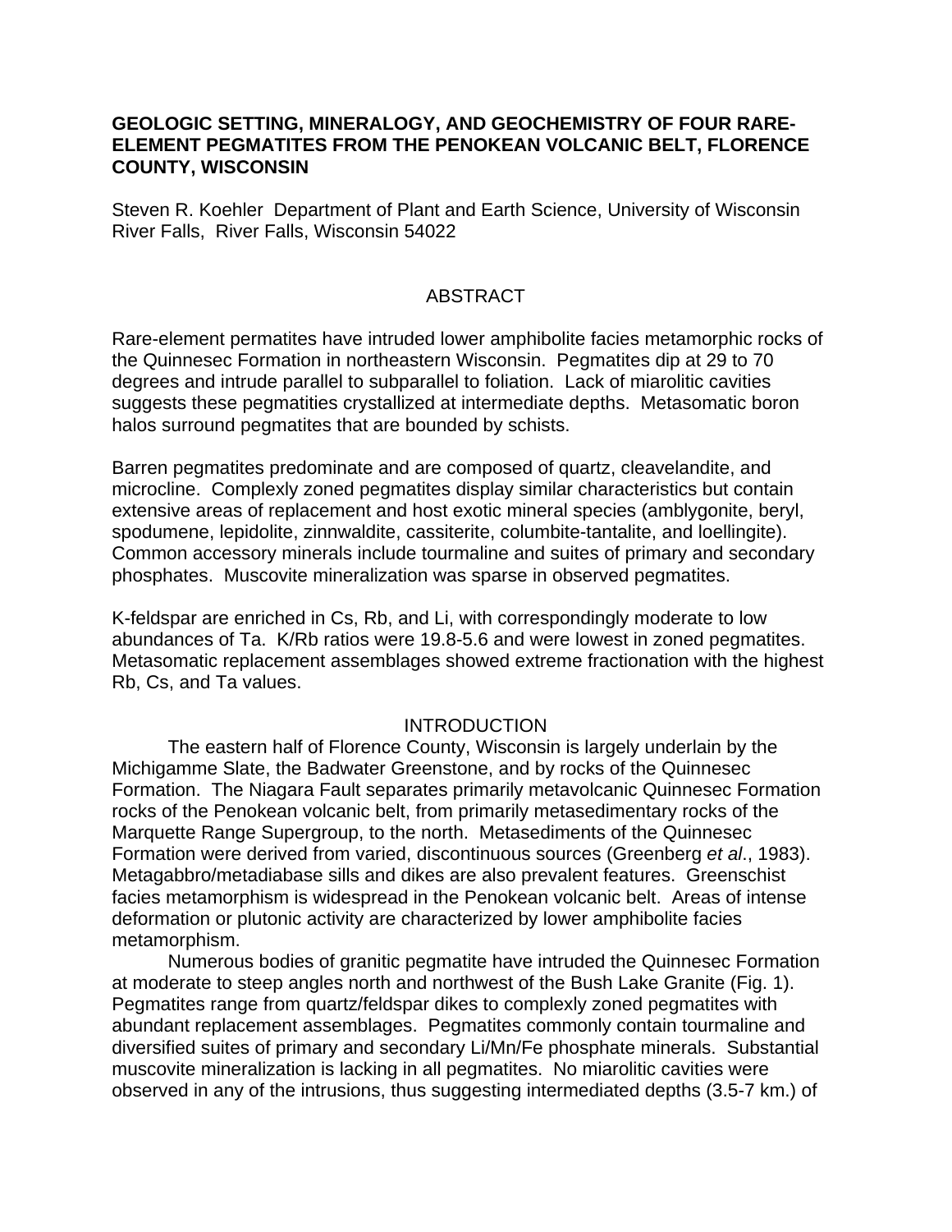**GEOLOGIC SETTING, MINERALOGY, AND GEOCHEMISTRY OF FOUR RARE-ELEMENT PEGMATITES FROM THE PENOKEAN VOLCANIC BELT, FLORENCE COUNTY, WISCONSIN**

Steven R. Koehler Department of Plant and Earth Science, University of Wisconsin River Falls, River Falls, Wisconsin 54022

## ABSTRACT

Rare-element permatites have intruded lower amphibolite facies metamorphic rocks of the Quinnesec Formation in northeastern Wisconsin. Pegmatites dip at 29 to 70 degrees and intrude parallel to subparallel to foliation. Lack of miarolitic cavities suggests these pegmatities crystallized at intermediate depths. Metasomatic boron halos surround pegmatites that are bounded by schists.

Barren pegmatites predominate and are composed of quartz, cleavelandite, and microcline. Complexly zoned pegmatites display similar characteristics but contain extensive areas of replacement and host exotic mineral species (amblygonite, beryl, spodumene, lepidolite, zinnwaldite, cassiterite, columbite-tantalite, and loellingite). Common accessory minerals include tourmaline and suites of primary and secondary phosphates. Muscovite mineralization was sparse in observed pegmatites.

K-feldspar are enriched in Cs, Rb, and Li, with correspondingly moderate to low abundances of Ta. K/Rb ratios were 19.8-5.6 and were lowest in zoned pegmatites. Metasomatic replacement assemblages showed extreme fractionation with the highest Rb, Cs, and Ta values.

## INTRODUCTION

The eastern half of Florence County, Wisconsin is largely underlain by the Michigamme Slate, the Badwater Greenstone, and by rocks of the Quinnesec Formation. The Niagara Fault separates primarily metavolcanic Quinnesec Formation rocks of the Penokean volcanic belt, from primarily metasedimentary rocks of the Marquette Range Supergroup, to the north. Metasediments of the Quinnesec Formation were derived from varied, discontinuous sources (Greenberg *et al*., 1983). Metagabbro/metadiabase sills and dikes are also prevalent features. Greenschist facies metamorphism is widespread in the Penokean volcanic belt. Areas of intense deformation or plutonic activity are characterized by lower amphibolite facies metamorphism.

Numerous bodies of granitic pegmatite have intruded the Quinnesec Formation at moderate to steep angles north and northwest of the Bush Lake Granite (Fig. 1). Pegmatites range from quartz/feldspar dikes to complexly zoned pegmatites with abundant replacement assemblages. Pegmatites commonly contain tourmaline and diversified suites of primary and secondary Li/Mn/Fe phosphate minerals. Substantial muscovite mineralization is lacking in all pegmatites. No miarolitic cavities were observed in any of the intrusions, thus suggesting intermediated depths (3.5-7 km.) of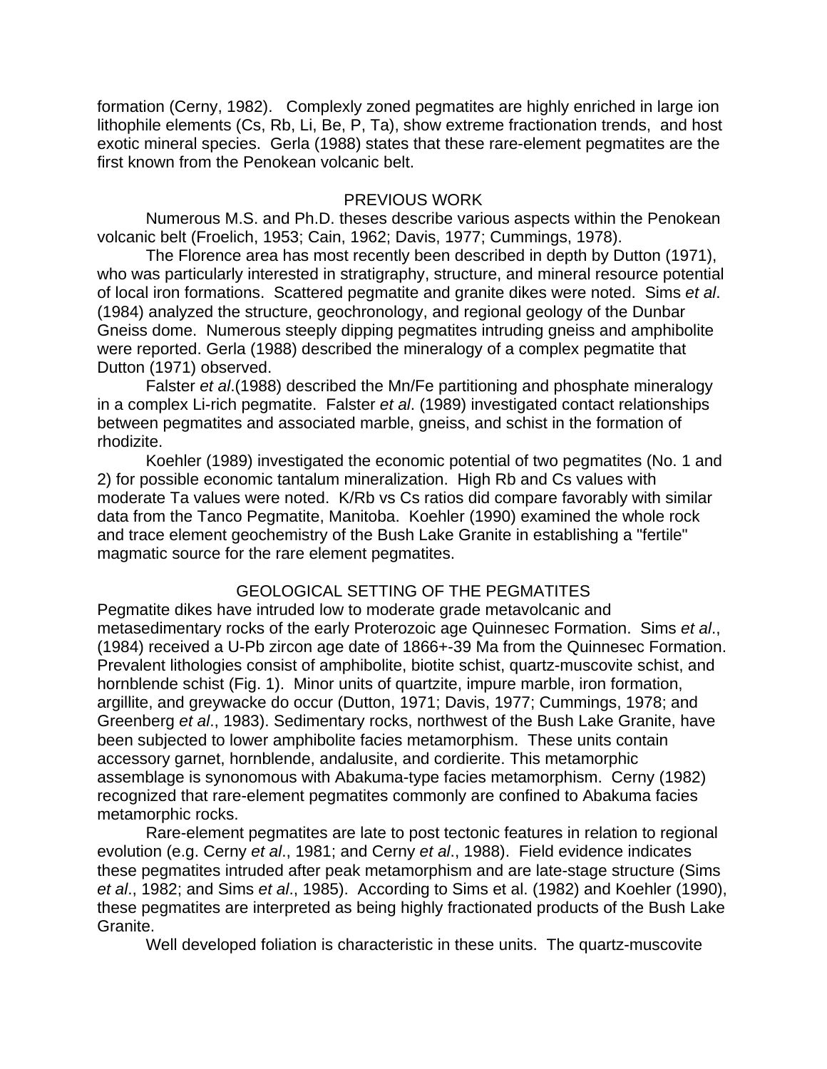formation (Cerny, 1982). Complexly zoned pegmatites are highly enriched in large ion lithophile elements (Cs, Rb, Li, Be, P, Ta), show extreme fractionation trends, and host exotic mineral species. Gerla (1988) states that these rare-element pegmatites are the first known from the Penokean volcanic belt.

## PREVIOUS WORK

Numerous M.S. and Ph.D. theses describe various aspects within the Penokean volcanic belt (Froelich, 1953; Cain, 1962; Davis, 1977; Cummings, 1978).

The Florence area has most recently been described in depth by Dutton (1971), who was particularly interested in stratigraphy, structure, and mineral resource potential of local iron formations. Scattered pegmatite and granite dikes were noted. Sims *et al*. (1984) analyzed the structure, geochronology, and regional geology of the Dunbar Gneiss dome. Numerous steeply dipping pegmatites intruding gneiss and amphibolite were reported. Gerla (1988) described the mineralogy of a complex pegmatite that Dutton (1971) observed.

Falster *et al*.(1988) described the Mn/Fe partitioning and phosphate mineralogy in a complex Li-rich pegmatite. Falster *et al*. (1989) investigated contact relationships between pegmatites and associated marble, gneiss, and schist in the formation of rhodizite.

Koehler (1989) investigated the economic potential of two pegmatites (No. 1 and 2) for possible economic tantalum mineralization. High Rb and Cs values with moderate Ta values were noted. K/Rb vs Cs ratios did compare favorably with similar data from the Tanco Pegmatite, Manitoba. Koehler (1990) examined the whole rock and trace element geochemistry of the Bush Lake Granite in establishing a "fertile" magmatic source for the rare element pegmatites.

## GEOLOGICAL SETTING OF THE PEGMATITES

Pegmatite dikes have intruded low to moderate grade metavolcanic and metasedimentary rocks of the early Proterozoic age Quinnesec Formation. Sims *et al*., (1984) received a U-Pb zircon age date of 1866+-39 Ma from the Quinnesec Formation. Prevalent lithologies consist of amphibolite, biotite schist, quartz-muscovite schist, and hornblende schist (Fig. 1). Minor units of quartzite, impure marble, iron formation, argillite, and greywacke do occur (Dutton, 1971; Davis, 1977; Cummings, 1978; and Greenberg *et al*., 1983). Sedimentary rocks, northwest of the Bush Lake Granite, have been subjected to lower amphibolite facies metamorphism. These units contain accessory garnet, hornblende, andalusite, and cordierite. This metamorphic assemblage is synonomous with Abakuma-type facies metamorphism. Cerny (1982) recognized that rare-element pegmatites commonly are confined to Abakuma facies metamorphic rocks.

Rare-element pegmatites are late to post tectonic features in relation to regional evolution (e.g. Cerny *et al*., 1981; and Cerny *et al*., 1988). Field evidence indicates these pegmatites intruded after peak metamorphism and are late-stage structure (Sims *et al*., 1982; and Sims *et al*., 1985). According to Sims et al. (1982) and Koehler (1990), these pegmatites are interpreted as being highly fractionated products of the Bush Lake Granite.

Well developed foliation is characteristic in these units. The quartz-muscovite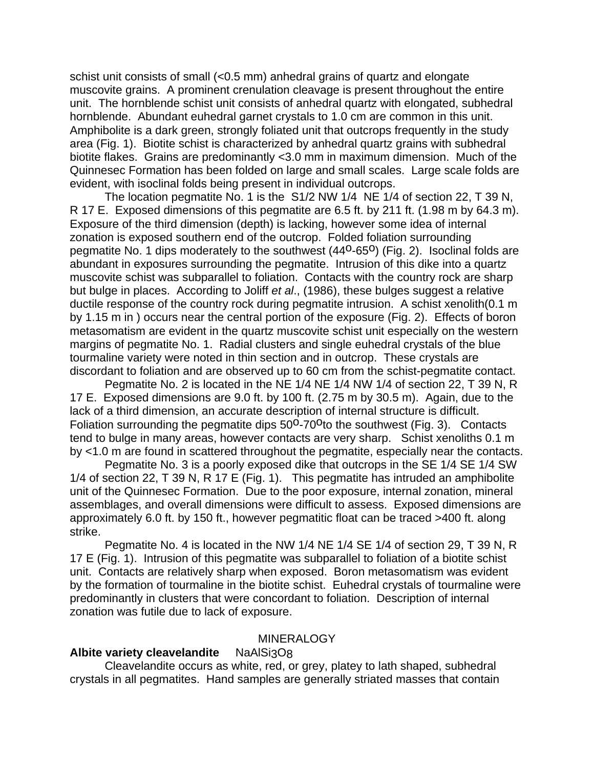schist unit consists of small (<0.5 mm) anhedral grains of quartz and elongate muscovite grains. A prominent crenulation cleavage is present throughout the entire unit. The hornblende schist unit consists of anhedral quartz with elongated, subhedral hornblende. Abundant euhedral garnet crystals to 1.0 cm are common in this unit. Amphibolite is a dark green, strongly foliated unit that outcrops frequently in the study area (Fig. 1). Biotite schist is characterized by anhedral quartz grains with subhedral biotite flakes. Grains are predominantly <3.0 mm in maximum dimension. Much of the Quinnesec Formation has been folded on large and small scales. Large scale folds are evident, with isoclinal folds being present in individual outcrops.

The location pegmatite No. 1 is the S1/2 NW 1/4 NE 1/4 of section 22, T 39 N, R 17 E. Exposed dimensions of this pegmatite are 6.5 ft. by 211 ft. (1.98 m by 64.3 m). Exposure of the third dimension (depth) is lacking, however some idea of internal zonation is exposed southern end of the outcrop. Folded foliation surrounding pegmatite No. 1 dips moderately to the southwest ($44^{o}$-$65^{o}$) (Fig. 2). Isoclinal folds are abundant in exposures surrounding the pegmatite. Intrusion of this dike into a quartz muscovite schist was subparallel to foliation. Contacts with the country rock are sharp but bulge in places. According to Joliff *et al*., (1986), these bulges suggest a relative ductile response of the country rock during pegmatite intrusion. A schist xenolith(0.1 m by 1.15 m in ) occurs near the central portion of the exposure (Fig. 2). Effects of boron metasomatism are evident in the quartz muscovite schist unit especially on the western margins of pegmatite No. 1. Radial clusters and single euhedral crystals of the blue tourmaline variety were noted in thin section and in outcrop. These crystals are discordant to foliation and are observed up to 60 cm from the schist-pegmatite contact.

Pegmatite No. 2 is located in the NE 1/4 NE 1/4 NW 1/4 of section 22, T 39 N, R 17 E. Exposed dimensions are 9.0 ft. by 100 ft. (2.75 m by 30.5 m). Again, due to the lack of a third dimension, an accurate description of internal structure is difficult. Foliation surrounding the pegmatite dips $50^{o}$-$70^{o}$to the southwest (Fig. 3). Contacts tend to bulge in many areas, however contacts are very sharp. Schist xenoliths 0.1 m by <1.0 m are found in scattered throughout the pegmatite, especially near the contacts.

Pegmatite No. 3 is a poorly exposed dike that outcrops in the SE 1/4 SE 1/4 SW 1/4 of section 22, T 39 N, R 17 E (Fig. 1). This pegmatite has intruded an amphibolite unit of the Quinnesec Formation. Due to the poor exposure, internal zonation, mineral assemblages, and overall dimensions were difficult to assess. Exposed dimensions are approximately 6.0 ft. by 150 ft., however pegmatitic float can be traced >400 ft. along strike.

Pegmatite No. 4 is located in the NW 1/4 NE 1/4 SE 1/4 of section 29, T 39 N, R 17 E (Fig. 1). Intrusion of this pegmatite was subparallel to foliation of a biotite schist unit. Contacts are relatively sharp when exposed. Boron metasomatism was evident by the formation of tourmaline in the biotite schist. Euhedral crystals of tourmaline were predominantly in clusters that were concordant to foliation. Description of internal zonation was futile due to lack of exposure.

## MINERALOGY

**Albite variety cleavelandite** $NaAlSi_3O_8$

Cleavelandite occurs as white, red, or grey, platey to lath shaped, subhedral crystals in all pegmatites. Hand samples are generally striated masses that contain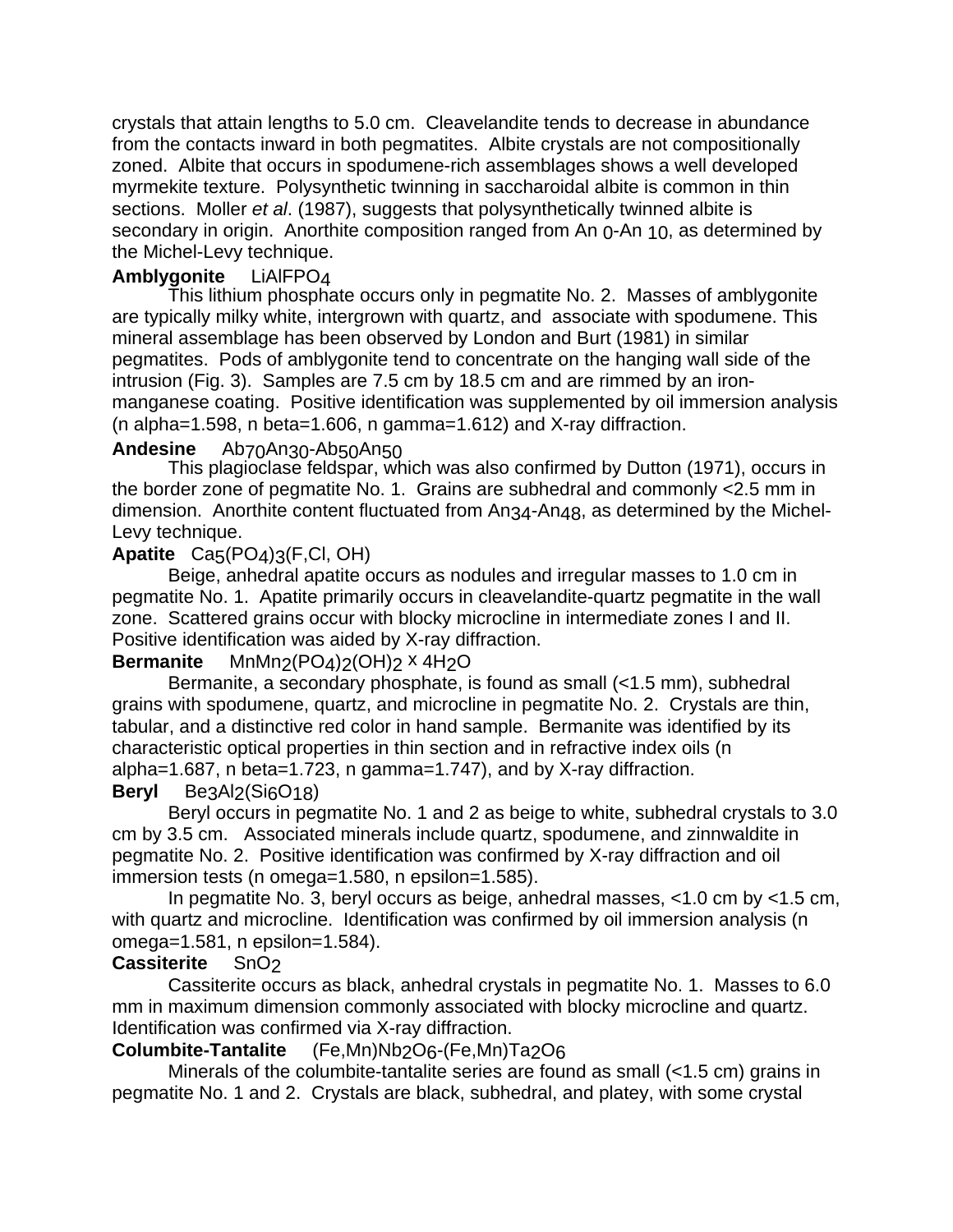crystals that attain lengths to 5.0 cm. Cleavelandite tends to decrease in abundance from the contacts inward in both pegmatites. Albite crystals are not compositionally zoned. Albite that occurs in spodumene-rich assemblages shows a well developed myrmekite texture. Polysynthetic twinning in saccharoidal albite is common in thin sections. Moller *et al*. (1987), suggests that polysynthetically twinned albite is secondary in origin. Anorthite composition ranged from $An_0$-$An_{10}$, as determined by the Michel-Levy technique.

**Amblygonite** $LiAlFPO_4$

This lithium phosphate occurs only in pegmatite No. 2. Masses of amblygonite are typically milky white, intergrown with quartz, and associate with spodumene. This mineral assemblage has been observed by London and Burt (1981) in similar pegmatites. Pods of amblygonite tend to concentrate on the hanging wall side of the intrusion (Fig. 3). Samples are 7.5 cm by 18.5 cm and are rimmed by an iron-manganese coating. Positive identification was supplemented by oil immersion analysis (n alpha=1.598, n beta=1.606, n gamma=1.612) and X-ray diffraction.

**Andesine** $Ab_{70}An_{30}$-$Ab_{50}An_{50}$

This plagioclase feldspar, which was also confirmed by Dutton (1971), occurs in the border zone of pegmatite No. 1. Grains are subhedral and commonly <2.5 mm in dimension. Anorthite content fluctuated from $An_{34}$-$An_{48}$, as determined by the Michel-Levy technique.

**Apatite** $Ca_5(PO_4)_3(F,Cl,OH)$

Beige, anhedral apatite occurs as nodules and irregular masses to 1.0 cm in pegmatite No. 1. Apatite primarily occurs in cleavelandite-quartz pegmatite in the wall zone. Scattered grains occur with blocky microcline in intermediate zones I and II. Positive identification was aided by X-ray diffraction.

**Bermanite** $MnMn_2(PO_4)_2(OH)_2 \times 4H_2O$

Bermanite, a secondary phosphate, is found as small (<1.5 mm), subhedral grains with spodumene, quartz, and microcline in pegmatite No. 2. Crystals are thin, tabular, and a distinctive red color in hand sample. Bermanite was identified by its characteristic optical properties in thin section and in refractive index oils (n alpha=1.687, n beta=1.723, n gamma=1.747), and by X-ray diffraction.

**Beryl** $Be_3Al_2(Si_6O_{18})$

Beryl occurs in pegmatite No. 1 and 2 as beige to white, subhedral crystals to 3.0 cm by 3.5 cm. Associated minerals include quartz, spodumene, and zinnwaldite in pegmatite No. 2. Positive identification was confirmed by X-ray diffraction and oil immersion tests (n omega=1.580, n epsilon=1.585).

In pegmatite No. 3, beryl occurs as beige, anhedral masses, <1.0 cm by <1.5 cm, with quartz and microcline. Identification was confirmed by oil immersion analysis (n omega=1.581, n epsilon=1.584).

**Cassiterite** $SnO_2$

Cassiterite occurs as black, anhedral crystals in pegmatite No. 1. Masses to 6.0 mm in maximum dimension commonly associated with blocky microcline and quartz. Identification was confirmed via X-ray diffraction.

**Columbite-Tantalite** $(Fe,Mn)Nb_2O_6$-$(Fe,Mn)Ta_2O_6$

Minerals of the columbite-tantalite series are found as small (<1.5 cm) grains in pegmatite No. 1 and 2. Crystals are black, subhedral, and platey, with some crystal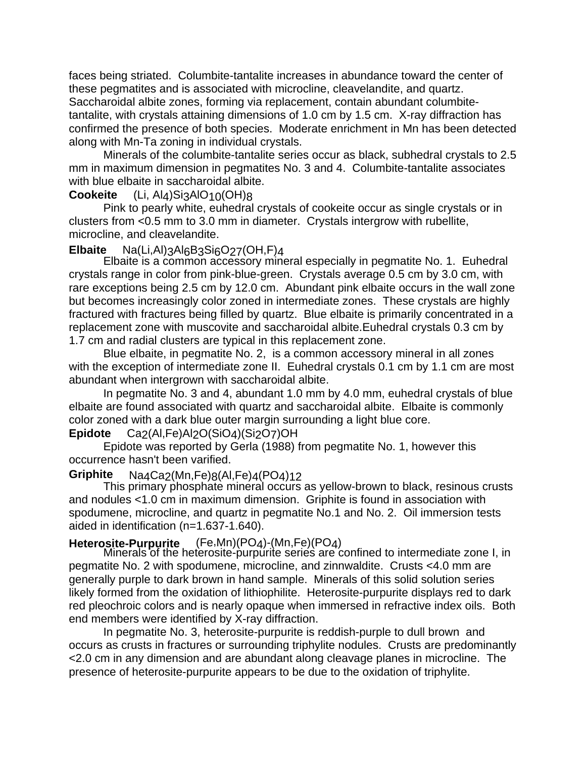faces being striated. Columbite-tantalite increases in abundance toward the center of these pegmatites and is associated with microcline, cleavelandite, and quartz. Saccharoidal albite zones, forming via replacement, contain abundant columbite-tantalite, with crystals attaining dimensions of 1.0 cm by 1.5 cm. X-ray diffraction has confirmed the presence of both species. Moderate enrichment in Mn has been detected along with Mn-Ta zoning in individual crystals.

Minerals of the columbite-tantalite series occur as black, subhedral crystals to 2.5 mm in maximum dimension in pegmatites No. 3 and 4. Columbite-tantalite associates with blue elbaite in saccharoidal albite.

**Cookeite** $(Li, Al_4)Si_3AlO_{10}(OH)_8$

Pink to pearly white, euhedral crystals of cookeite occur as single crystals or in clusters from <0.5 mm to 3.0 mm in diameter. Crystals intergrow with rubellite, microcline, and cleavelandite.

**Elbaite** $Na(Li,Al)_3Al_6B_3Si_6O_{27}(OH,F)_4$

Elbaite is a common accessory mineral especially in pegmatite No. 1. Euhedral crystals range in color from pink-blue-green. Crystals average 0.5 cm by 3.0 cm, with rare exceptions being 2.5 cm by 12.0 cm. Abundant pink elbaite occurs in the wall zone but becomes increasingly color zoned in intermediate zones. These crystals are highly fractured with fractures being filled by quartz. Blue elbaite is primarily concentrated in a replacement zone with muscovite and saccharoidal albite.Euhedral crystals 0.3 cm by 1.7 cm and radial clusters are typical in this replacement zone.

Blue elbaite, in pegmatite No. 2, is a common accessory mineral in all zones with the exception of intermediate zone II. Euhedral crystals 0.1 cm by 1.1 cm are most abundant when intergrown with saccharoidal albite.

In pegmatite No. 3 and 4, abundant 1.0 mm by 4.0 mm, euhedral crystals of blue elbaite are found associated with quartz and saccharoidal albite. Elbaite is commonly color zoned with a dark blue outer margin surrounding a light blue core.

**Epidote** $Ca_2(Al,Fe)Al_2O(SiO_4)(Si_2O_7)OH$

Epidote was reported by Gerla (1988) from pegmatite No. 1, however this occurrence hasn't been varified.

**Griphite** $Na_4Ca_2(Mn,Fe)_8(Al,Fe)_4(PO_4)_{12}$

This primary phosphate mineral occurs as yellow-brown to black, resinous crusts and nodules <1.0 cm in maximum dimension. Griphite is found in association with spodumene, microcline, and quartz in pegmatite No.1 and No. 2. Oil immersion tests aided in identification (n=1.637-1.640).

**Heterosite-Purpurite** $(Fe,Mn)(PO_4)$-$(Mn,Fe)(PO_4)$

Minerals of the heterosite-purpurite series are confined to intermediate zone I, in pegmatite No. 2 with spodumene, microcline, and zinnwaldite. Crusts <4.0 mm are generally purple to dark brown in hand sample. Minerals of this solid solution series likely formed from the oxidation of lithiophilite. Heterosite-purpurite displays red to dark red pleochroic colors and is nearly opaque when immersed in refractive index oils. Both end members were identified by X-ray diffraction.

In pegmatite No. 3, heterosite-purpurite is reddish-purple to dull brown and occurs as crusts in fractures or surrounding triphylite nodules. Crusts are predominantly <2.0 cm in any dimension and are abundant along cleavage planes in microcline. The presence of heterosite-purpurite appears to be due to the oxidation of triphylite.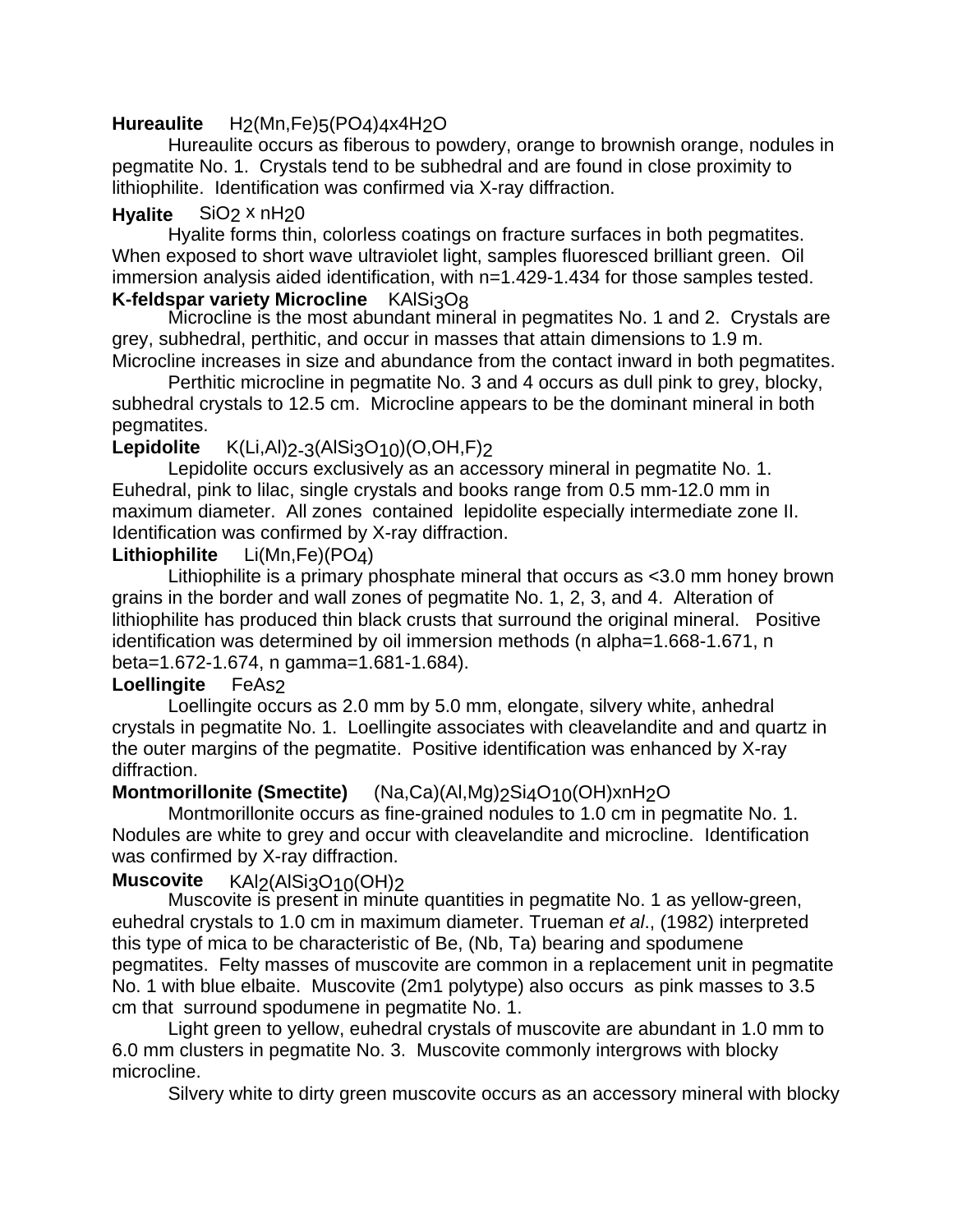**Hureaulite** $H_2(Mn,Fe)_5(PO_4)_4x4H_2O$

Hureaulite occurs as fiberous to powdery, orange to brownish orange, nodules in pegmatite No. 1. Crystals tend to be subhedral and are found in close proximity to lithiophilite. Identification was confirmed via X-ray diffraction.

**Hyalite** $SiO_2$ x $nH_20$

Hyalite forms thin, colorless coatings on fracture surfaces in both pegmatites. When exposed to short wave ultraviolet light, samples fluoresced brilliant green. Oil immersion analysis aided identification, with n=1.429-1.434 for those samples tested.

**K-feldspar variety Microcline** $KAlSi_3O_8$

Microcline is the most abundant mineral in pegmatites No. 1 and 2. Crystals are grey, subhedral, perthitic, and occur in masses that attain dimensions to 1.9 m. Microcline increases in size and abundance from the contact inward in both pegmatites.

Perthitic microcline in pegmatite No. 3 and 4 occurs as dull pink to grey, blocky, subhedral crystals to 12.5 cm. Microcline appears to be the dominant mineral in both pegmatites.

**Lepidolite** $K(Li,Al)_{2-3}(AlSi_3O_{10})(O,OH,F)_2$

Lepidolite occurs exclusively as an accessory mineral in pegmatite No. 1. Euhedral, pink to lilac, single crystals and books range from 0.5 mm-12.0 mm in maximum diameter. All zones contained lepidolite especially intermediate zone II. Identification was confirmed by X-ray diffraction.

**Lithiophilite** $Li(Mn,Fe)(PO_4)$

Lithiophilite is a primary phosphate mineral that occurs as <3.0 mm honey brown grains in the border and wall zones of pegmatite No. 1, 2, 3, and 4. Alteration of lithiophilite has produced thin black crusts that surround the original mineral. Positive identification was determined by oil immersion methods (n alpha=1.668-1.671, n beta=1.672-1.674, n gamma=1.681-1.684).

**Loellingite** $FeAs_2$

Loellingite occurs as 2.0 mm by 5.0 mm, elongate, silvery white, anhedral crystals in pegmatite No. 1. Loellingite associates with cleavelandite and and quartz in the outer margins of the pegmatite. Positive identification was enhanced by X-ray diffraction.

**Montmorillonite (Smectite)** $(Na,Ca)(Al,Mg)_2Si_4O_{10}(OH)xnH_2O$

Montmorillonite occurs as fine-grained nodules to 1.0 cm in pegmatite No. 1. Nodules are white to grey and occur with cleavelandite and microcline. Identification was confirmed by X-ray diffraction.

**Muscovite** $KAl_2(AlSi_3O_{10}(OH)_2$

Muscovite is present in minute quantities in pegmatite No. 1 as yellow-green, euhedral crystals to 1.0 cm in maximum diameter. Trueman *et al*., (1982) interpreted this type of mica to be characteristic of Be, (Nb, Ta) bearing and spodumene pegmatites. Felty masses of muscovite are common in a replacement unit in pegmatite No. 1 with blue elbaite. Muscovite (2m1 polytype) also occurs as pink masses to 3.5 cm that surround spodumene in pegmatite No. 1.

Light green to yellow, euhedral crystals of muscovite are abundant in 1.0 mm to 6.0 mm clusters in pegmatite No. 3. Muscovite commonly intergrows with blocky microcline.

Silvery white to dirty green muscovite occurs as an accessory mineral with blocky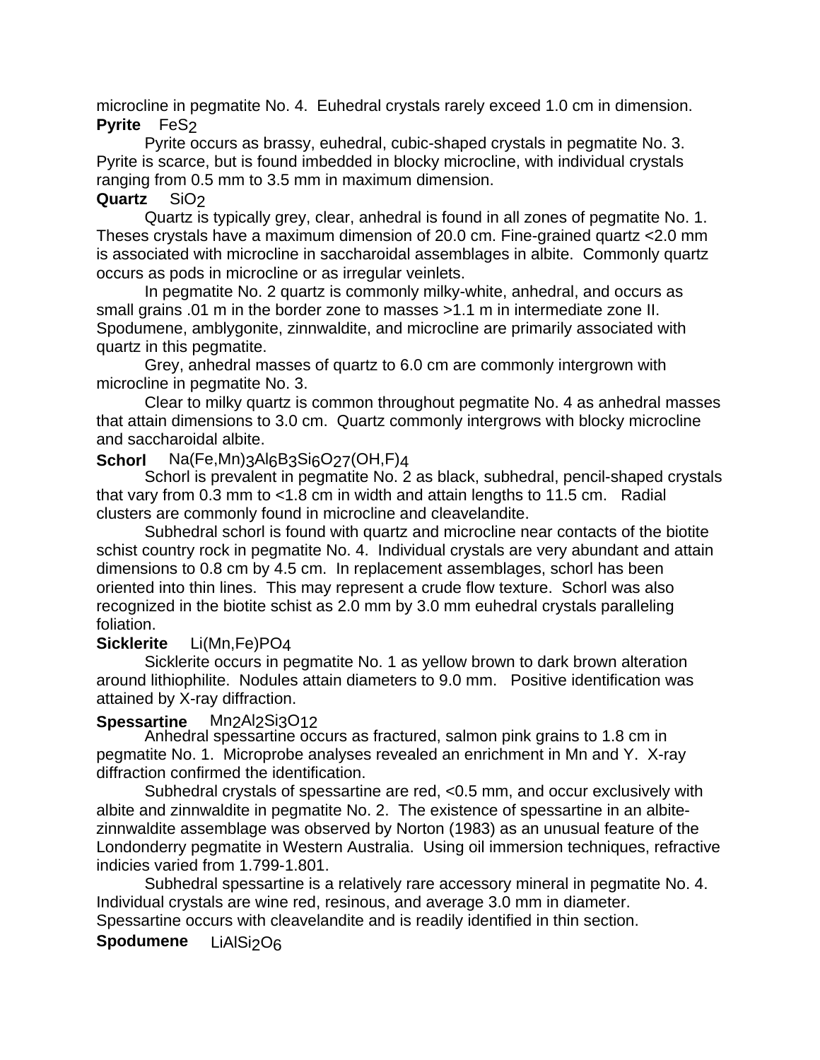microcline in pegmatite No. 4. Euhedral crystals rarely exceed 1.0 cm in dimension.

**Pyrite** $FeS_2$

Pyrite occurs as brassy, euhedral, cubic-shaped crystals in pegmatite No. 3. Pyrite is scarce, but is found imbedded in blocky microcline, with individual crystals ranging from 0.5 mm to 3.5 mm in maximum dimension.

**Quartz** $SiO_2$

Quartz is typically grey, clear, anhedral is found in all zones of pegmatite No. 1. Theses crystals have a maximum dimension of 20.0 cm. Fine-grained quartz <2.0 mm is associated with microcline in saccharoidal assemblages in albite. Commonly quartz occurs as pods in microcline or as irregular veinlets.

In pegmatite No. 2 quartz is commonly milky-white, anhedral, and occurs as small grains .01 m in the border zone to masses >1.1 m in intermediate zone II. Spodumene, amblygonite, zinnwaldite, and microcline are primarily associated with quartz in this pegmatite.

Grey, anhedral masses of quartz to 6.0 cm are commonly intergrown with microcline in pegmatite No. 3.

Clear to milky quartz is common throughout pegmatite No. 4 as anhedral masses that attain dimensions to 3.0 cm. Quartz commonly intergrows with blocky microcline and saccharoidal albite.

**Schorl** $Na(Fe,Mn)_3Al_6B_3Si_6O_{27}(OH,F)_4$

Schorl is prevalent in pegmatite No. 2 as black, subhedral, pencil-shaped crystals that vary from 0.3 mm to <1.8 cm in width and attain lengths to 11.5 cm. Radial clusters are commonly found in microcline and cleavelandite.

Subhedral schorl is found with quartz and microcline near contacts of the biotite schist country rock in pegmatite No. 4. Individual crystals are very abundant and attain dimensions to 0.8 cm by 4.5 cm. In replacement assemblages, schorl has been oriented into thin lines. This may represent a crude flow texture. Schorl was also recognized in the biotite schist as 2.0 mm by 3.0 mm euhedral crystals paralleling foliation.

**Sicklerite** $Li(Mn,Fe)PO_4$

Sicklerite occurs in pegmatite No. 1 as yellow brown to dark brown alteration around lithiophilite. Nodules attain diameters to 9.0 mm. Positive identification was attained by X-ray diffraction.

**Spessartine** $Mn_2Al_2Si_3O_{12}$

Anhedral spessartine occurs as fractured, salmon pink grains to 1.8 cm in pegmatite No. 1. Microprobe analyses revealed an enrichment in Mn and Y. X-ray diffraction confirmed the identification.

Subhedral crystals of spessartine are red, <0.5 mm, and occur exclusively with albite and zinnwaldite in pegmatite No. 2. The existence of spessartine in an albite-zinnwaldite assemblage was observed by Norton (1983) as an unusual feature of the Londonderry pegmatite in Western Australia. Using oil immersion techniques, refractive indicies varied from 1.799-1.801.

Subhedral spessartine is a relatively rare accessory mineral in pegmatite No. 4. Individual crystals are wine red, resinous, and average 3.0 mm in diameter. Spessartine occurs with cleavelandite and is readily identified in thin section.

**Spodumene** $LiAlSi_2O_6$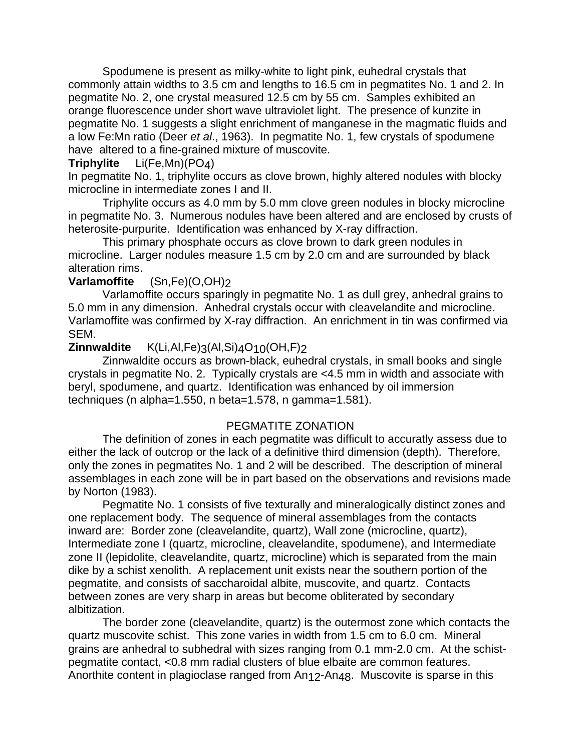Spodumene is present as milky-white to light pink, euhedral crystals that commonly attain widths to 3.5 cm and lengths to 16.5 cm in pegmatites No. 1 and 2. In pegmatite No. 2, one crystal measured 12.5 cm by 55 cm. Samples exhibited an orange fluorescence under short wave ultraviolet light. The presence of kunzite in pegmatite No. 1 suggests a slight enrichment of manganese in the magmatic fluids and a low Fe:Mn ratio (Deer *et al*., 1963). In pegmatite No. 1, few crystals of spodumene have altered to a fine-grained mixture of muscovite.

**Triphylite** $Li(Fe,Mn)(PO_4)$

In pegmatite No. 1, triphylite occurs as clove brown, highly altered nodules with blocky microcline in intermediate zones I and II.

Triphylite occurs as 4.0 mm by 5.0 mm clove green nodules in blocky microcline in pegmatite No. 3. Numerous nodules have been altered and are enclosed by crusts of heterosite-purpurite. Identification was enhanced by X-ray diffraction.

This primary phosphate occurs as clove brown to dark green nodules in microcline. Larger nodules measure 1.5 cm by 2.0 cm and are surrounded by black alteration rims.

**Varlamoffite** $(Sn,Fe)(O,OH)_2$

Varlamoffite occurs sparingly in pegmatite No. 1 as dull grey, anhedral grains to 5.0 mm in any dimension. Anhedral crystals occur with cleavelandite and microcline. Varlamoffite was confirmed by X-ray diffraction. An enrichment in tin was confirmed via SEM.

**Zinnwaldite** $K(Li,Al,Fe)_3(Al,Si)_4O_{10}(OH,F)_2$

Zinnwaldite occurs as brown-black, euhedral crystals, in small books and single crystals in pegmatite No. 2. Typically crystals are <4.5 mm in width and associate with beryl, spodumene, and quartz. Identification was enhanced by oil immersion techniques (n alpha=1.550, n beta=1.578, n gamma=1.581).

## PEGMATITE ZONATION

The definition of zones in each pegmatite was difficult to accuratly assess due to either the lack of outcrop or the lack of a definitive third dimension (depth). Therefore, only the zones in pegmatites No. 1 and 2 will be described. The description of mineral assemblages in each zone will be in part based on the observations and revisions made by Norton (1983).

Pegmatite No. 1 consists of five texturally and mineralogically distinct zones and one replacement body. The sequence of mineral assemblages from the contacts inward are: Border zone (cleavelandite, quartz), Wall zone (microcline, quartz), Intermediate zone I (quartz, microcline, cleavelandite, spodumene), and Intermediate zone II (lepidolite, cleavelandite, quartz, microcline) which is separated from the main dike by a schist xenolith. A replacement unit exists near the southern portion of the pegmatite, and consists of saccharoidal albite, muscovite, and quartz. Contacts between zones are very sharp in areas but become obliterated by secondary albitization.

The border zone (cleavelandite, quartz) is the outermost zone which contacts the quartz muscovite schist. This zone varies in width from 1.5 cm to 6.0 cm. Mineral grains are anhedral to subhedral with sizes ranging from 0.1 mm-2.0 cm. At the schist-pegmatite contact, <0.8 mm radial clusters of blue elbaite are common features. Anorthite content in plagioclase ranged from $An_{12}$-$An_{48}$. Muscovite is sparse in this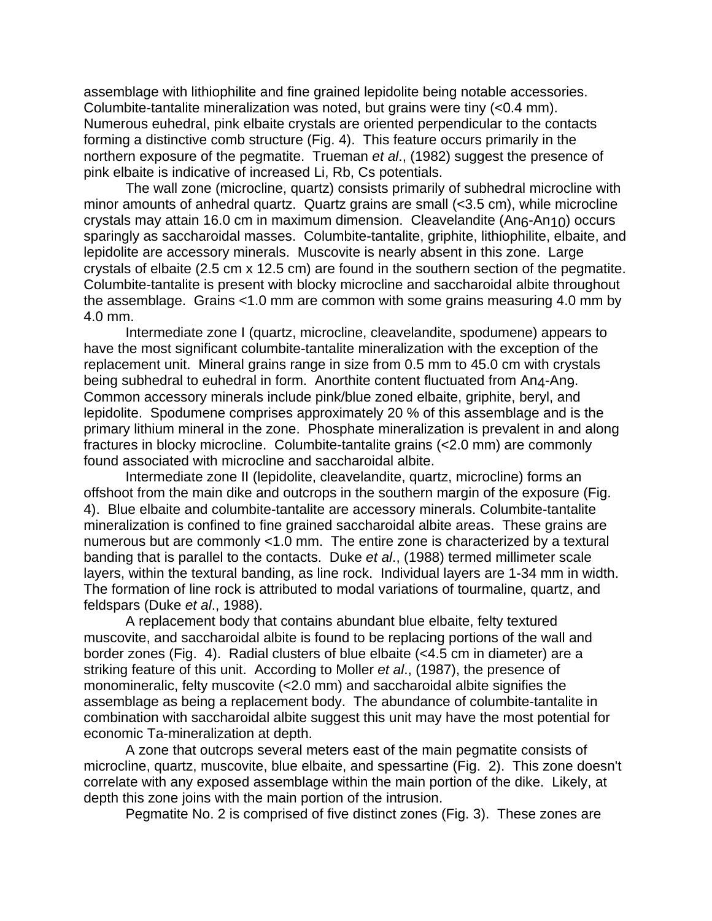assemblage with lithiophilite and fine grained lepidolite being notable accessories. Columbite-tantalite mineralization was noted, but grains were tiny (<0.4 mm). Numerous euhedral, pink elbaite crystals are oriented perpendicular to the contacts forming a distinctive comb structure (Fig. 4). This feature occurs primarily in the northern exposure of the pegmatite. Trueman *et al*., (1982) suggest the presence of pink elbaite is indicative of increased Li, Rb, Cs potentials.

The wall zone (microcline, quartz) consists primarily of subhedral microcline with minor amounts of anhedral quartz. Quartz grains are small (<3.5 cm), while microcline crystals may attain 16.0 cm in maximum dimension. Cleavelandite ($An_6$-$An_{10}$) occurs sparingly as saccharoidal masses. Columbite-tantalite, griphite, lithiophilite, elbaite, and lepidolite are accessory minerals. Muscovite is nearly absent in this zone. Large crystals of elbaite (2.5 cm x 12.5 cm) are found in the southern section of the pegmatite. Columbite-tantalite is present with blocky microcline and saccharoidal albite throughout the assemblage. Grains <1.0 mm are common with some grains measuring 4.0 mm by 4.0 mm.

Intermediate zone I (quartz, microcline, cleavelandite, spodumene) appears to have the most significant columbite-tantalite mineralization with the exception of the replacement unit. Mineral grains range in size from 0.5 mm to 45.0 cm with crystals being subhedral to euhedral in form. Anorthite content fluctuated from $An_4$-$An_9$. Common accessory minerals include pink/blue zoned elbaite, griphite, beryl, and lepidolite. Spodumene comprises approximately 20 % of this assemblage and is the primary lithium mineral in the zone. Phosphate mineralization is prevalent in and along fractures in blocky microcline. Columbite-tantalite grains (<2.0 mm) are commonly found associated with microcline and saccharoidal albite.

Intermediate zone II (lepidolite, cleavelandite, quartz, microcline) forms an offshoot from the main dike and outcrops in the southern margin of the exposure (Fig. 4). Blue elbaite and columbite-tantalite are accessory minerals. Columbite-tantalite mineralization is confined to fine grained saccharoidal albite areas. These grains are numerous but are commonly <1.0 mm. The entire zone is characterized by a textural banding that is parallel to the contacts. Duke *et al*., (1988) termed millimeter scale layers, within the textural banding, as line rock. Individual layers are 1-34 mm in width. The formation of line rock is attributed to modal variations of tourmaline, quartz, and feldspars (Duke *et al*., 1988).

A replacement body that contains abundant blue elbaite, felty textured muscovite, and saccharoidal albite is found to be replacing portions of the wall and border zones (Fig. 4). Radial clusters of blue elbaite (<4.5 cm in diameter) are a striking feature of this unit. According to Moller *et al*., (1987), the presence of monomineralic, felty muscovite (<2.0 mm) and saccharoidal albite signifies the assemblage as being a replacement body. The abundance of columbite-tantalite in combination with saccharoidal albite suggest this unit may have the most potential for economic Ta-mineralization at depth.

A zone that outcrops several meters east of the main pegmatite consists of microcline, quartz, muscovite, blue elbaite, and spessartine (Fig. 2). This zone doesn't correlate with any exposed assemblage within the main portion of the dike. Likely, at depth this zone joins with the main portion of the intrusion.

Pegmatite No. 2 is comprised of five distinct zones (Fig. 3). These zones are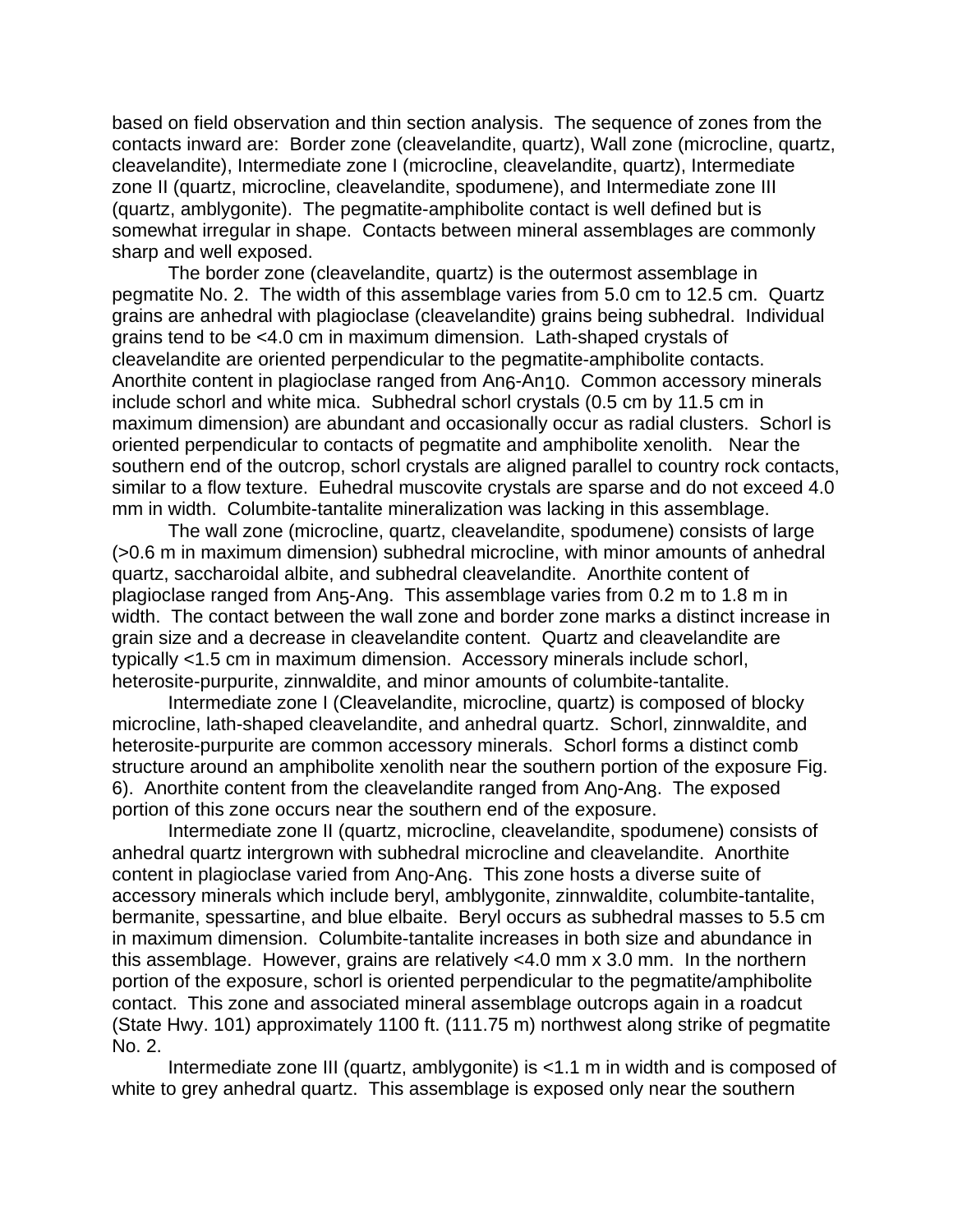based on field observation and thin section analysis. The sequence of zones from the contacts inward are: Border zone (cleavelandite, quartz), Wall zone (microcline, quartz, cleavelandite), Intermediate zone I (microcline, cleavelandite, quartz), Intermediate zone II (quartz, microcline, cleavelandite, spodumene), and Intermediate zone III (quartz, amblygonite). The pegmatite-amphibolite contact is well defined but is somewhat irregular in shape. Contacts between mineral assemblages are commonly sharp and well exposed.

The border zone (cleavelandite, quartz) is the outermost assemblage in pegmatite No. 2. The width of this assemblage varies from 5.0 cm to 12.5 cm. Quartz grains are anhedral with plagioclase (cleavelandite) grains being subhedral. Individual grains tend to be <4.0 cm in maximum dimension. Lath-shaped crystals of cleavelandite are oriented perpendicular to the pegmatite-amphibolite contacts. Anorthite content in plagioclase ranged from $An_6$-$An_{10}$. Common accessory minerals include schorl and white mica. Subhedral schorl crystals (0.5 cm by 11.5 cm in maximum dimension) are abundant and occasionally occur as radial clusters. Schorl is oriented perpendicular to contacts of pegmatite and amphibolite xenolith. Near the southern end of the outcrop, schorl crystals are aligned parallel to country rock contacts, similar to a flow texture. Euhedral muscovite crystals are sparse and do not exceed 4.0 mm in width. Columbite-tantalite mineralization was lacking in this assemblage.

The wall zone (microcline, quartz, cleavelandite, spodumene) consists of large (>0.6 m in maximum dimension) subhedral microcline, with minor amounts of anhedral quartz, saccharoidal albite, and subhedral cleavelandite. Anorthite content of plagioclase ranged from $An_5$-$An_9$. This assemblage varies from 0.2 m to 1.8 m in width. The contact between the wall zone and border zone marks a distinct increase in grain size and a decrease in cleavelandite content. Quartz and cleavelandite are typically <1.5 cm in maximum dimension. Accessory minerals include schorl, heterosite-purpurite, zinnwaldite, and minor amounts of columbite-tantalite.

Intermediate zone I (Cleavelandite, microcline, quartz) is composed of blocky microcline, lath-shaped cleavelandite, and anhedral quartz. Schorl, zinnwaldite, and heterosite-purpurite are common accessory minerals. Schorl forms a distinct comb structure around an amphibolite xenolith near the southern portion of the exposure Fig. 6). Anorthite content from the cleavelandite ranged from $An_0$-$An_8$. The exposed portion of this zone occurs near the southern end of the exposure.

Intermediate zone II (quartz, microcline, cleavelandite, spodumene) consists of anhedral quartz intergrown with subhedral microcline and cleavelandite. Anorthite content in plagioclase varied from $An_0$-$An_6$. This zone hosts a diverse suite of accessory minerals which include beryl, amblygonite, zinnwaldite, columbite-tantalite, bermanite, spessartine, and blue elbaite. Beryl occurs as subhedral masses to 5.5 cm in maximum dimension. Columbite-tantalite increases in both size and abundance in this assemblage. However, grains are relatively <4.0 mm x 3.0 mm. In the northern portion of the exposure, schorl is oriented perpendicular to the pegmatite/amphibolite contact. This zone and associated mineral assemblage outcrops again in a roadcut (State Hwy. 101) approximately 1100 ft. (111.75 m) northwest along strike of pegmatite No. 2.

Intermediate zone III (quartz, amblygonite) is <1.1 m in width and is composed of white to grey anhedral quartz. This assemblage is exposed only near the southern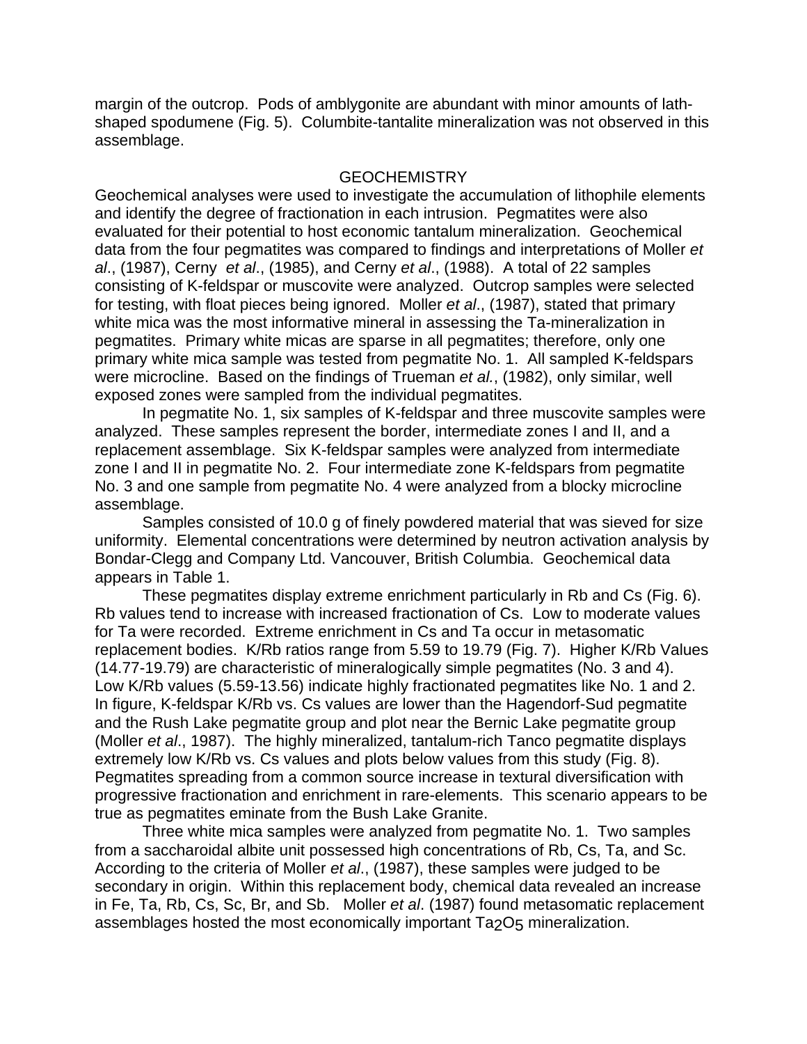margin of the outcrop. Pods of amblygonite are abundant with minor amounts of lath-shaped spodumene (Fig. 5). Columbite-tantalite mineralization was not observed in this assemblage.

## GEOCHEMISTRY

Geochemical analyses were used to investigate the accumulation of lithophile elements and identify the degree of fractionation in each intrusion. Pegmatites were also evaluated for their potential to host economic tantalum mineralization. Geochemical data from the four pegmatites was compared to findings and interpretations of Moller *et al*., (1987), Cerny *et al*., (1985), and Cerny *et al*., (1988). A total of 22 samples consisting of K-feldspar or muscovite were analyzed. Outcrop samples were selected for testing, with float pieces being ignored. Moller *et al*., (1987), stated that primary white mica was the most informative mineral in assessing the Ta-mineralization in pegmatites. Primary white micas are sparse in all pegmatites; therefore, only one primary white mica sample was tested from pegmatite No. 1. All sampled K-feldspars were microcline. Based on the findings of Trueman *et al.*, (1982), only similar, well exposed zones were sampled from the individual pegmatites.

In pegmatite No. 1, six samples of K-feldspar and three muscovite samples were analyzed. These samples represent the border, intermediate zones I and II, and a replacement assemblage. Six K-feldspar samples were analyzed from intermediate zone I and II in pegmatite No. 2. Four intermediate zone K-feldspars from pegmatite No. 3 and one sample from pegmatite No. 4 were analyzed from a blocky microcline assemblage.

Samples consisted of 10.0 g of finely powdered material that was sieved for size uniformity. Elemental concentrations were determined by neutron activation analysis by Bondar-Clegg and Company Ltd. Vancouver, British Columbia. Geochemical data appears in Table 1.

These pegmatites display extreme enrichment particularly in Rb and Cs (Fig. 6). Rb values tend to increase with increased fractionation of Cs. Low to moderate values for Ta were recorded. Extreme enrichment in Cs and Ta occur in metasomatic replacement bodies. K/Rb ratios range from 5.59 to 19.79 (Fig. 7). Higher K/Rb Values (14.77-19.79) are characteristic of mineralogically simple pegmatites (No. 3 and 4). Low K/Rb values (5.59-13.56) indicate highly fractionated pegmatites like No. 1 and 2. In figure, K-feldspar K/Rb vs. Cs values are lower than the Hagendorf-Sud pegmatite and the Rush Lake pegmatite group and plot near the Bernic Lake pegmatite group (Moller *et al*., 1987). The highly mineralized, tantalum-rich Tanco pegmatite displays extremely low K/Rb vs. Cs values and plots below values from this study (Fig. 8). Pegmatites spreading from a common source increase in textural diversification with progressive fractionation and enrichment in rare-elements. This scenario appears to be true as pegmatites eminate from the Bush Lake Granite.

Three white mica samples were analyzed from pegmatite No. 1. Two samples from a saccharoidal albite unit possessed high concentrations of Rb, Cs, Ta, and Sc. According to the criteria of Moller *et al*., (1987), these samples were judged to be secondary in origin. Within this replacement body, chemical data revealed an increase in Fe, Ta, Rb, Cs, Sc, Br, and Sb. Moller *et al*. (1987) found metasomatic replacement assemblages hosted the most economically important $Ta_2O_5$ mineralization.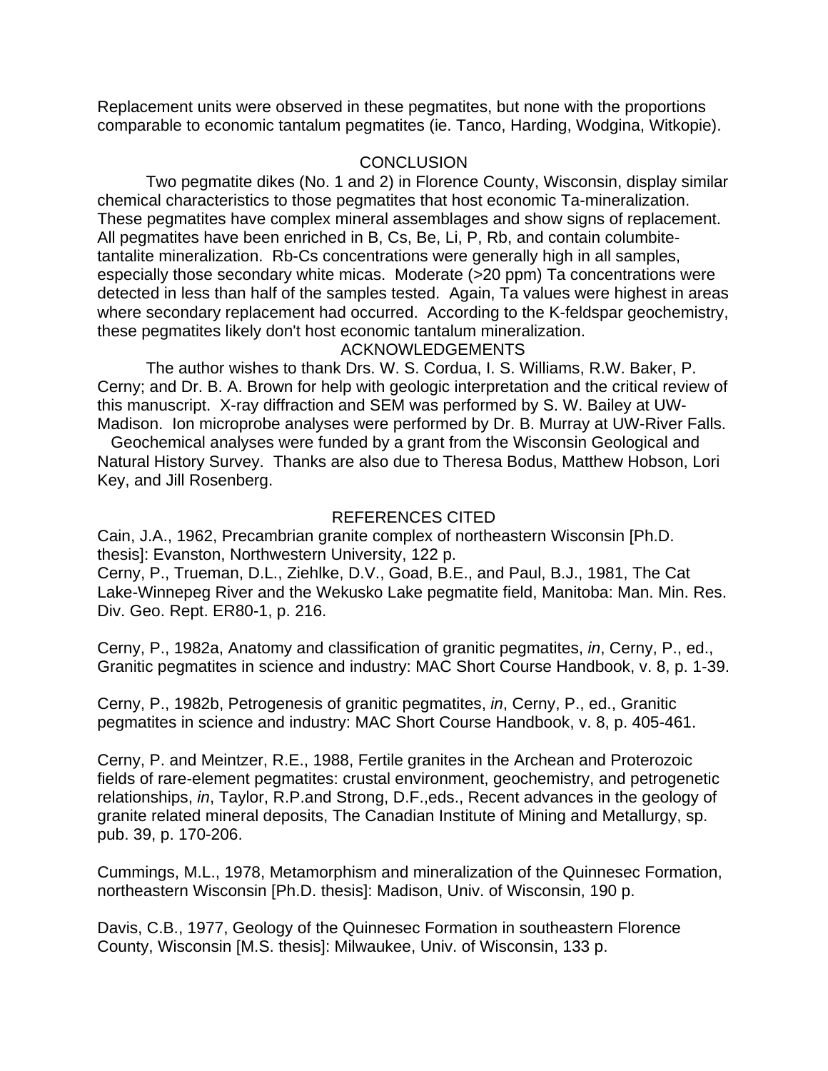Replacement units were observed in these pegmatites, but none with the proportions comparable to economic tantalum pegmatites (ie. Tanco, Harding, Wodgina, Witkopie).

## CONCLUSION

Two pegmatite dikes (No. 1 and 2) in Florence County, Wisconsin, display similar chemical characteristics to those pegmatites that host economic Ta-mineralization. These pegmatites have complex mineral assemblages and show signs of replacement. All pegmatites have been enriched in B, Cs, Be, Li, P, Rb, and contain columbite-tantalite mineralization. Rb-Cs concentrations were generally high in all samples, especially those secondary white micas. Moderate (>20 ppm) Ta concentrations were detected in less than half of the samples tested. Again, Ta values were highest in areas where secondary replacement had occurred. According to the K-feldspar geochemistry, these pegmatites likely don't host economic tantalum mineralization.

## ACKNOWLEDGEMENTS

The author wishes to thank Drs. W. S. Cordua, I. S. Williams, R.W. Baker, P. Cerny; and Dr. B. A. Brown for help with geologic interpretation and the critical review of this manuscript. X-ray diffraction and SEM was performed by S. W. Bailey at UW-Madison. Ion microprobe analyses were performed by Dr. B. Murray at UW-River Falls. Geochemical analyses were funded by a grant from the Wisconsin Geological and Natural History Survey. Thanks are also due to Theresa Bodus, Matthew Hobson, Lori Key, and Jill Rosenberg.

## REFERENCES CITED

Cain, J.A., 1962, Precambrian granite complex of northeastern Wisconsin [Ph.D. thesis]: Evanston, Northwestern University, 122 p.

Cerny, P., Trueman, D.L., Ziehlke, D.V., Goad, B.E., and Paul, B.J., 1981, The Cat Lake-Winnepeg River and the Wekusko Lake pegmatite field, Manitoba: Man. Min. Res. Div. Geo. Rept. ER80-1, p. 216.

Cerny, P., 1982a, Anatomy and classification of granitic pegmatites, *in*, Cerny, P., ed., Granitic pegmatites in science and industry: MAC Short Course Handbook, v. 8, p. 1-39.

Cerny, P., 1982b, Petrogenesis of granitic pegmatites, *in*, Cerny, P., ed., Granitic pegmatites in science and industry: MAC Short Course Handbook, v. 8, p. 405-461.

Cerny, P. and Meintzer, R.E., 1988, Fertile granites in the Archean and Proterozoic fields of rare-element pegmatites: crustal environment, geochemistry, and petrogenetic relationships, *in*, Taylor, R.P.and Strong, D.F.,eds., Recent advances in the geology of granite related mineral deposits, The Canadian Institute of Mining and Metallurgy, sp. pub. 39, p. 170-206.

Cummings, M.L., 1978, Metamorphism and mineralization of the Quinnesec Formation, northeastern Wisconsin [Ph.D. thesis]: Madison, Univ. of Wisconsin, 190 p.

Davis, C.B., 1977, Geology of the Quinnesec Formation in southeastern Florence County, Wisconsin [M.S. thesis]: Milwaukee, Univ. of Wisconsin, 133 p.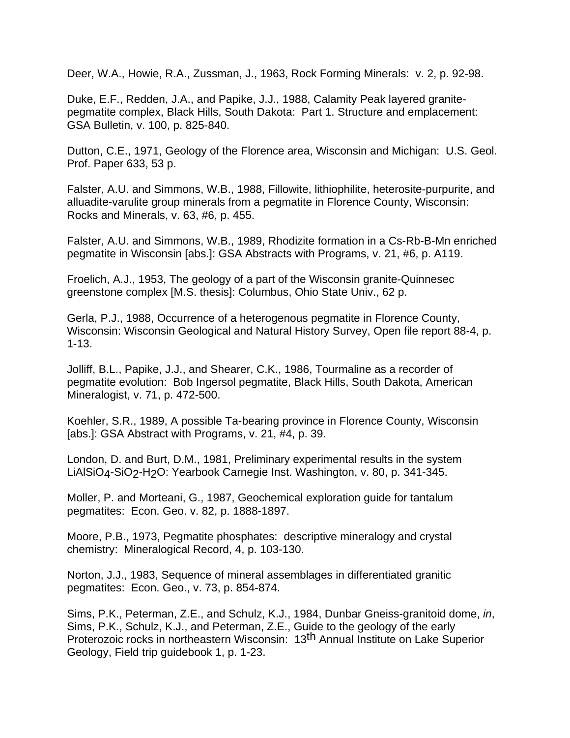Deer, W.A., Howie, R.A., Zussman, J., 1963, Rock Forming Minerals: v. 2, p. 92-98.

Duke, E.F., Redden, J.A., and Papike, J.J., 1988, Calamity Peak layered granite-pegmatite complex, Black Hills, South Dakota: Part 1. Structure and emplacement: GSA Bulletin, v. 100, p. 825-840.

Dutton, C.E., 1971, Geology of the Florence area, Wisconsin and Michigan: U.S. Geol. Prof. Paper 633, 53 p.

Falster, A.U. and Simmons, W.B., 1988, Fillowite, lithiophilite, heterosite-purpurite, and alluadite-varulite group minerals from a pegmatite in Florence County, Wisconsin: Rocks and Minerals, v. 63, #6, p. 455.

Falster, A.U. and Simmons, W.B., 1989, Rhodizite formation in a Cs-Rb-B-Mn enriched pegmatite in Wisconsin [abs.]: GSA Abstracts with Programs, v. 21, #6, p. A119.

Froelich, A.J., 1953, The geology of a part of the Wisconsin granite-Quinnesec greenstone complex [M.S. thesis]: Columbus, Ohio State Univ., 62 p.

Gerla, P.J., 1988, Occurrence of a heterogenous pegmatite in Florence County, Wisconsin: Wisconsin Geological and Natural History Survey, Open file report 88-4, p. 1-13.

Jolliff, B.L., Papike, J.J., and Shearer, C.K., 1986, Tourmaline as a recorder of pegmatite evolution: Bob Ingersol pegmatite, Black Hills, South Dakota, American Mineralogist, v. 71, p. 472-500.

Koehler, S.R., 1989, A possible Ta-bearing province in Florence County, Wisconsin [abs.]: GSA Abstract with Programs, v. 21, #4, p. 39.

London, D. and Burt, D.M., 1981, Preliminary experimental results in the system $LiAlSiO_4$-$SiO_2$-$H_2O$: Yearbook Carnegie Inst. Washington, v. 80, p. 341-345.

Moller, P. and Morteani, G., 1987, Geochemical exploration guide for tantalum pegmatites: Econ. Geo. v. 82, p. 1888-1897.

Moore, P.B., 1973, Pegmatite phosphates: descriptive mineralogy and crystal chemistry: Mineralogical Record, 4, p. 103-130.

Norton, J.J., 1983, Sequence of mineral assemblages in differentiated granitic pegmatites: Econ. Geo., v. 73, p. 854-874.

Sims, P.K., Peterman, Z.E., and Schulz, K.J., 1984, Dunbar Gneiss-granitoid dome, *in*, Sims, P.K., Schulz, K.J., and Peterman, Z.E., Guide to the geology of the early Proterozoic rocks in northeastern Wisconsin: 13th Annual Institute on Lake Superior Geology, Field trip guidebook 1, p. 1-23.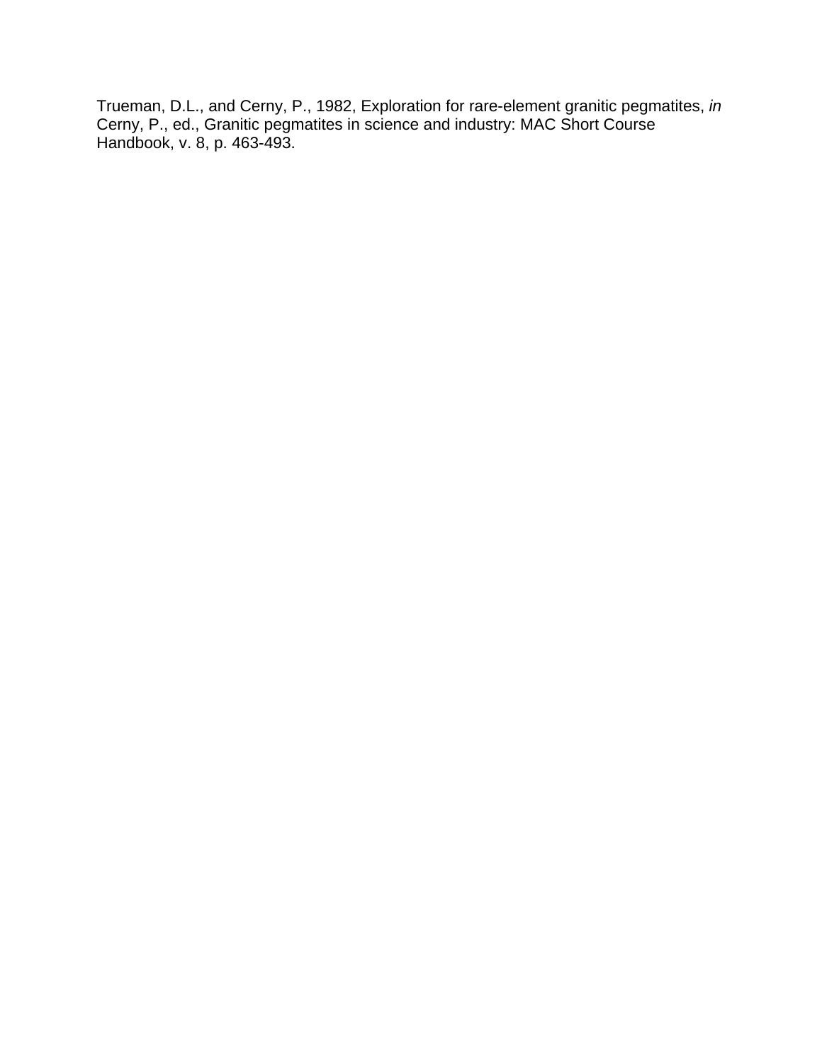Trueman, D.L., and Cerny, P., 1982, Exploration for rare-element granitic pegmatites, *in* Cerny, P., ed., Granitic pegmatites in science and industry: MAC Short Course Handbook, v. 8, p. 463-493.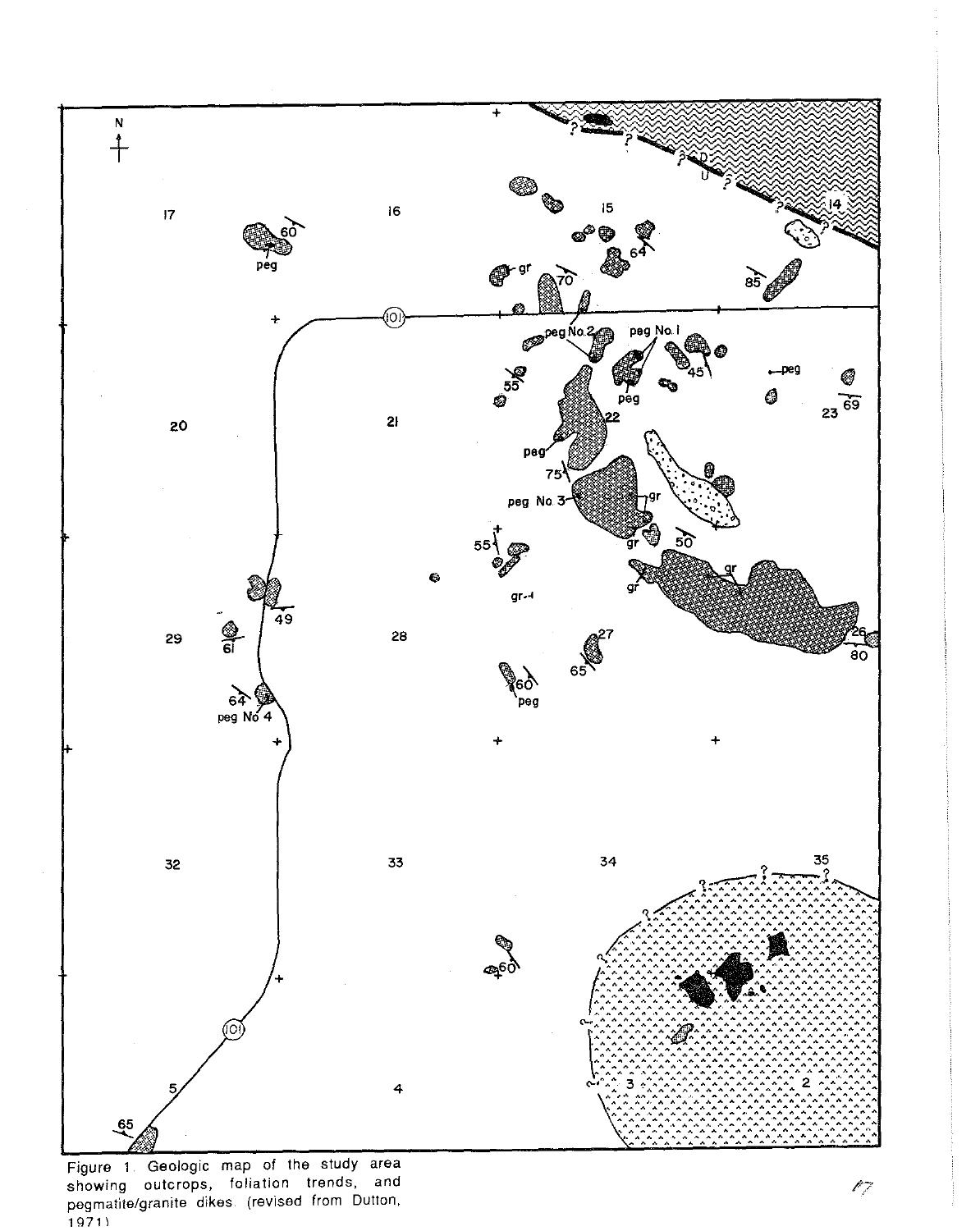Figure 1. Geologic map of the study area showing outcrops, foliation trends, and pegmatite/granite dikes. (revised from Dutton, 1971)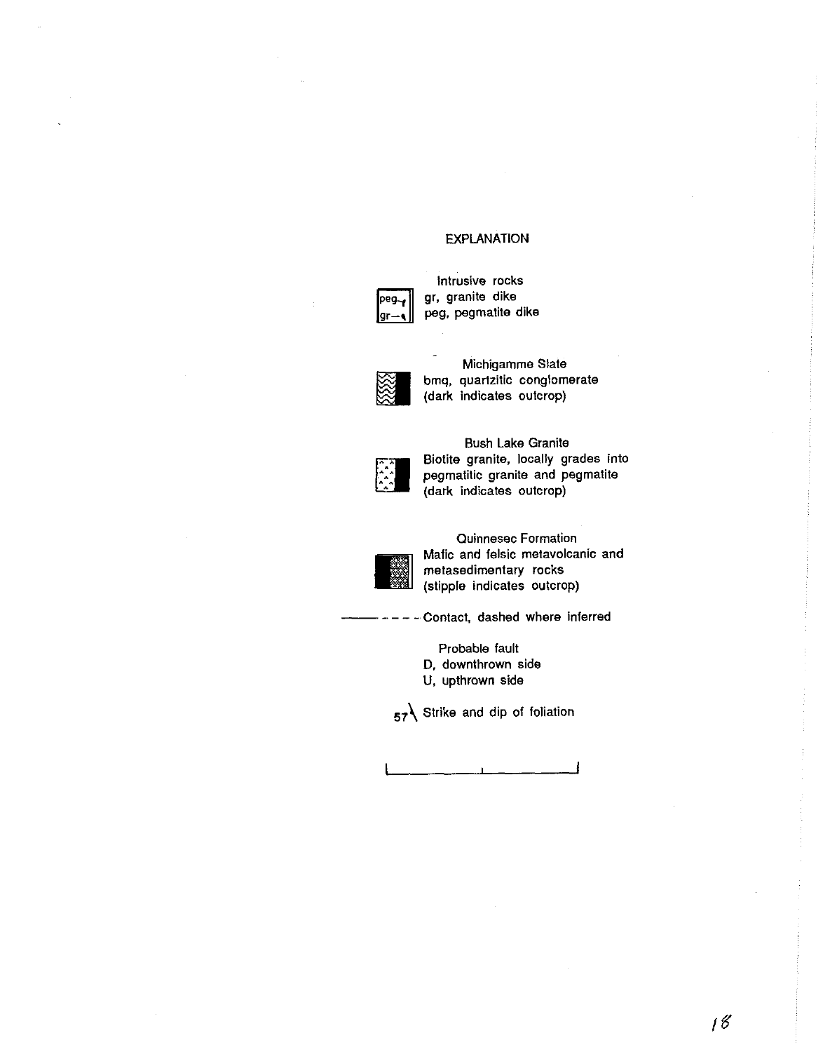## EXPLANATION

**Intrusive rocks**
gr, granite dike
peg, pegmatite dike

**Michigamme Slate**
bmq, quartzitic conglomerate
(dark indicates outcrop)

**Bush Lake Granite**
Biotite granite, locally grades into pegmatitic granite and pegmatite
(dark indicates outcrop)

**Quinnesec Formation**
Mafic and felsic metavolcanic and metasedimentary rocks
(stipple indicates outcrop)

Contact, dashed where inferred

Probable fault
D, downthrown side
U, upthrown side

57 Strike and dip of foliation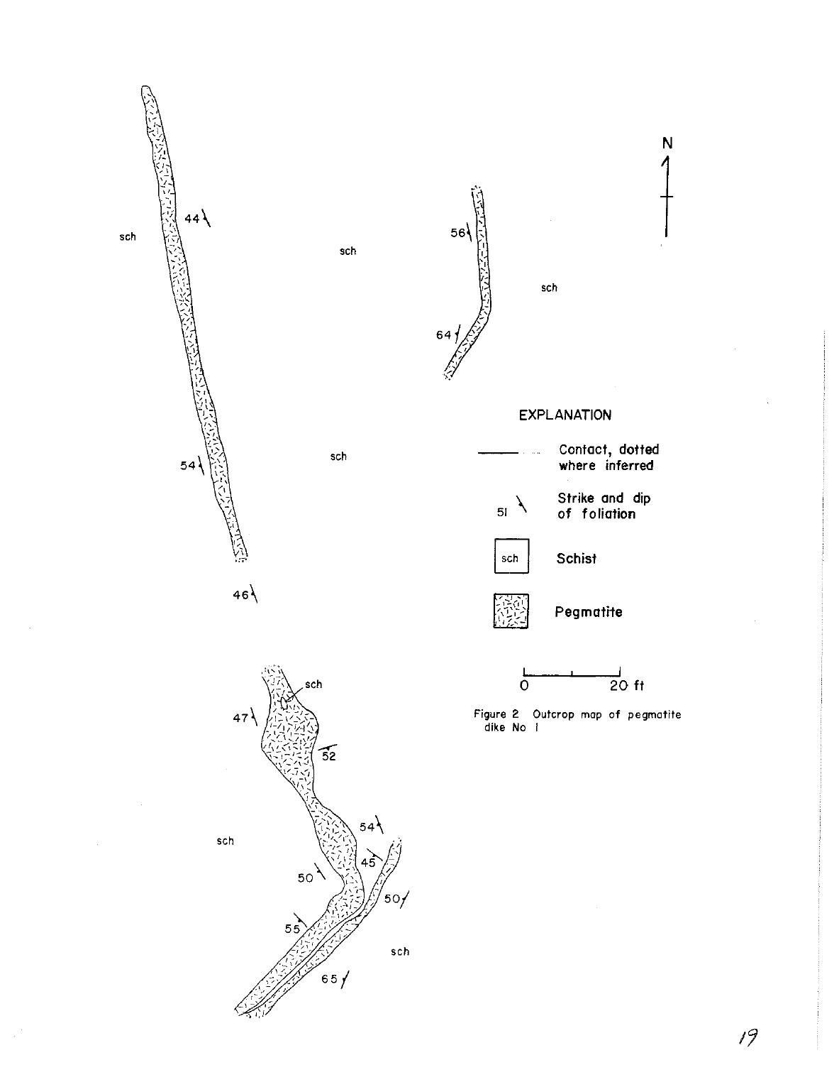Figure 2 Outcrop map of pegmatite dike No 1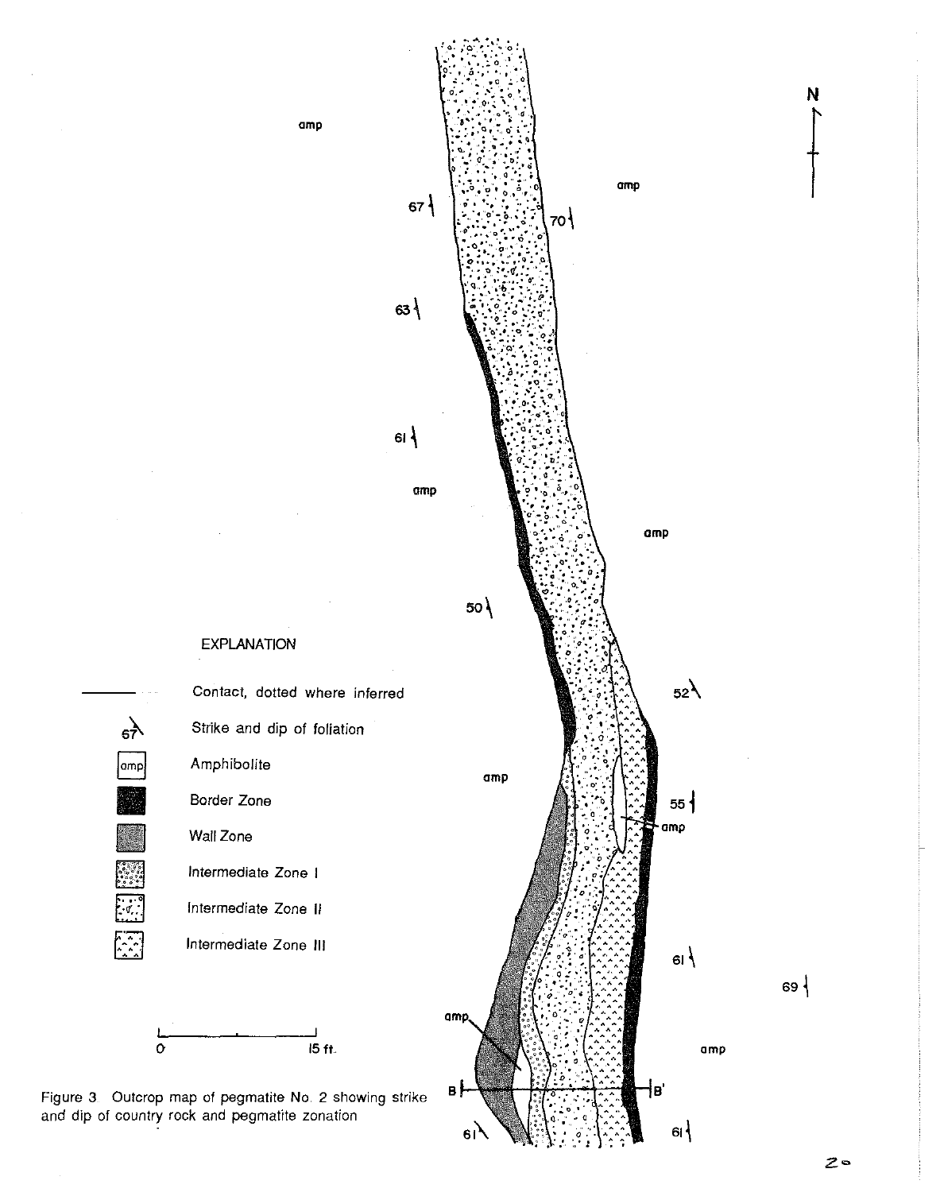EXPLANATION

- Contact, dotted where inferred
- Strike and dip of foliation
- Amphibolite
- Border Zone
- Wall Zone
- Intermediate Zone I
- Intermediate Zone II
- Intermediate Zone III

Figure 3. Outcrop map of pegmatite No. 2 showing strike and dip of country rock and pegmatite zonation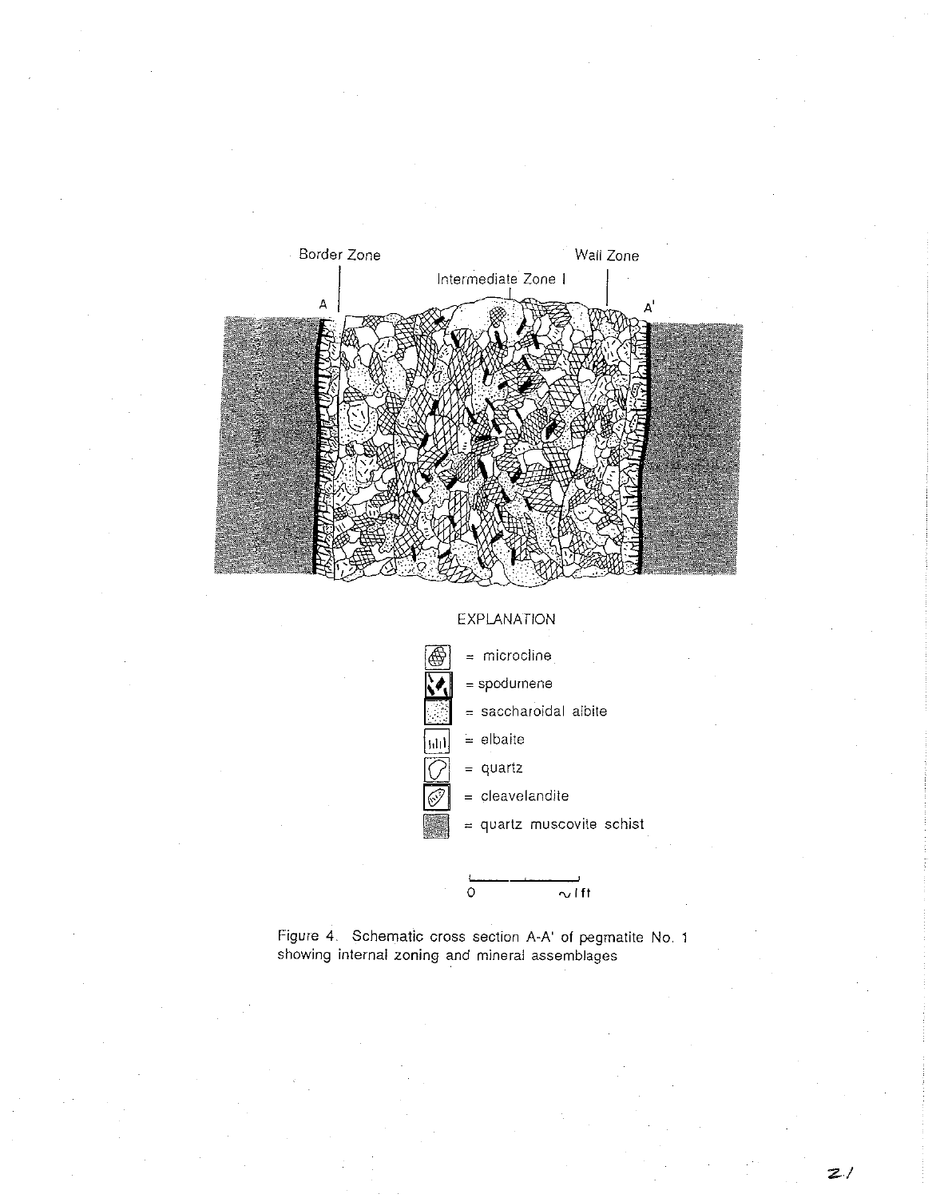Border Zone

Intermediate Zone I

Wall Zone

A

A'

EXPLANATION

= microcline

= spodumene

= saccharoidal albite

= elbaite

= quartz

= cleavelandite

= quartz muscovite schist

0 ~1 ft

Figure 4. Schematic cross section A-A' of pegmatite No. 1 showing internal zoning and mineral assemblages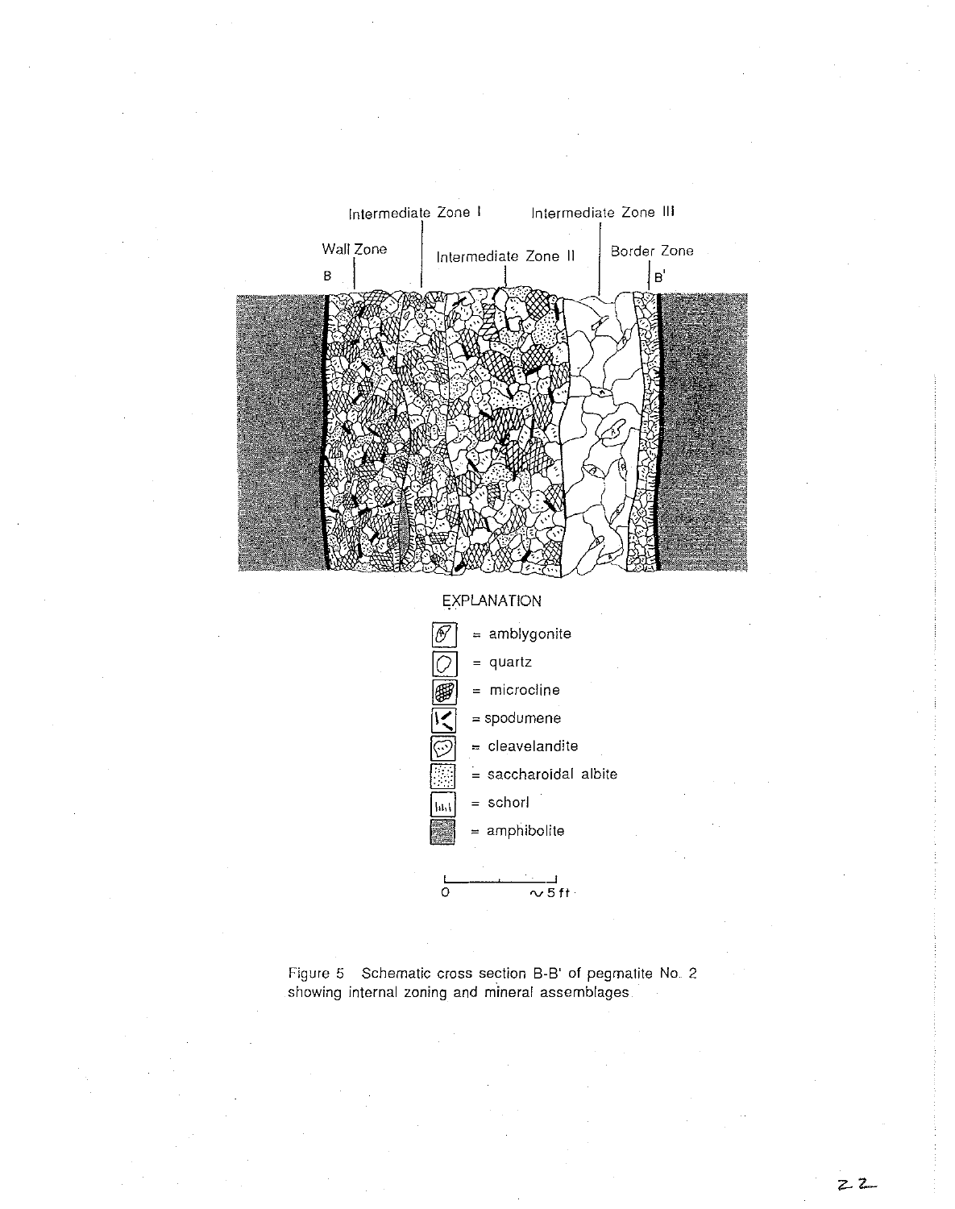Figure 5  Schematic cross section B-B' of pegmatite No. 2 showing internal zoning and mineral assemblages.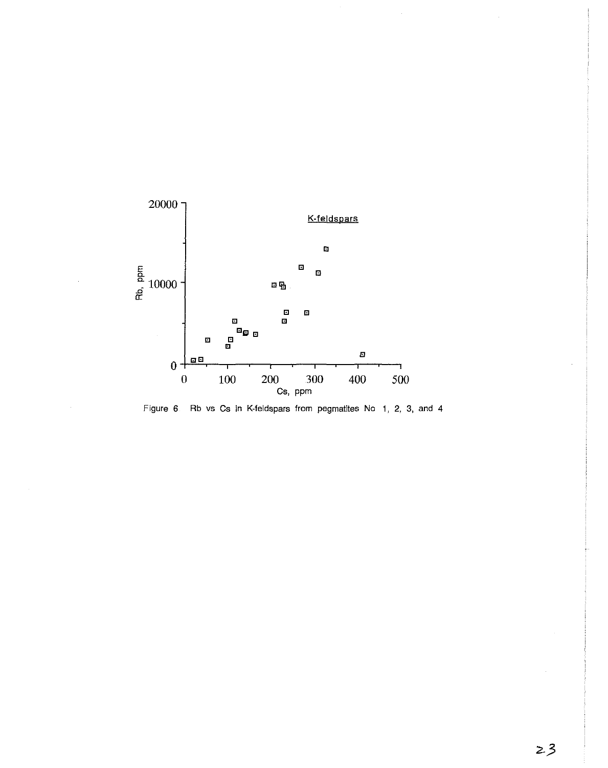Figure 6 Rb vs Cs in K-feldspars from pegmatites No 1, 2, 3, and 4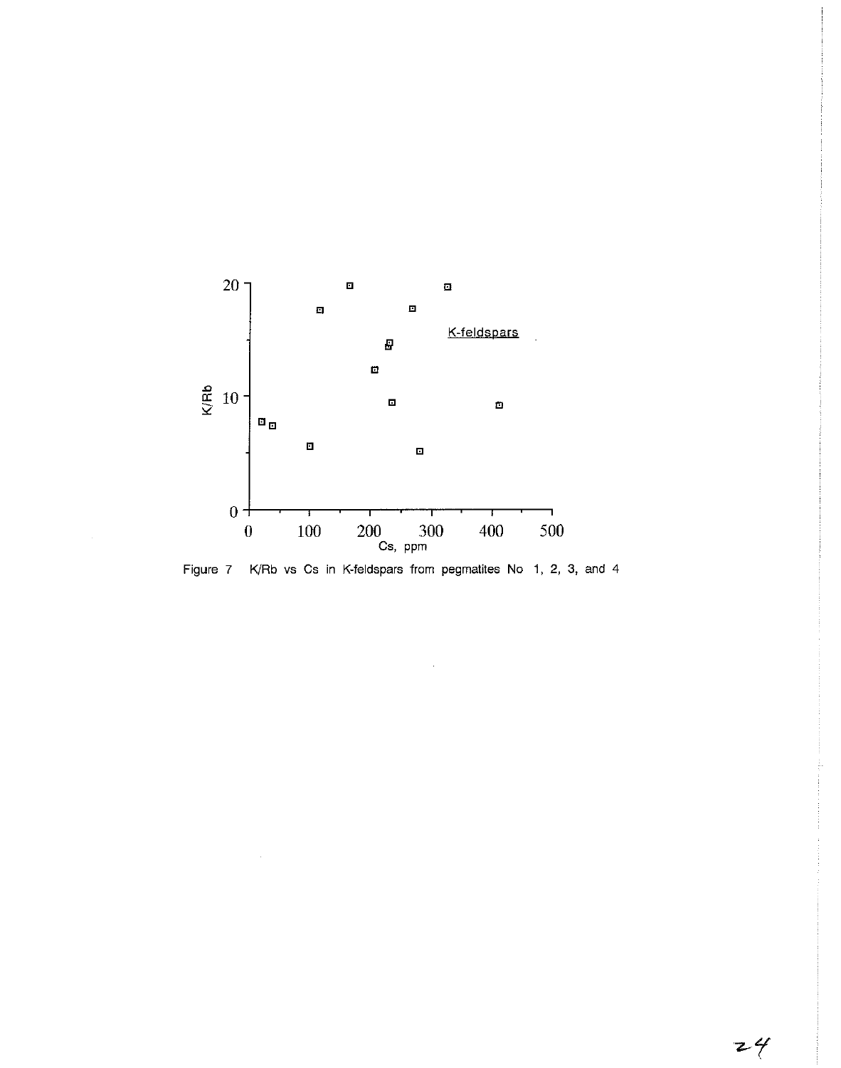Figure 7 K/Rb vs Cs in K-feldspars from pegmatites No 1, 2, 3, and 4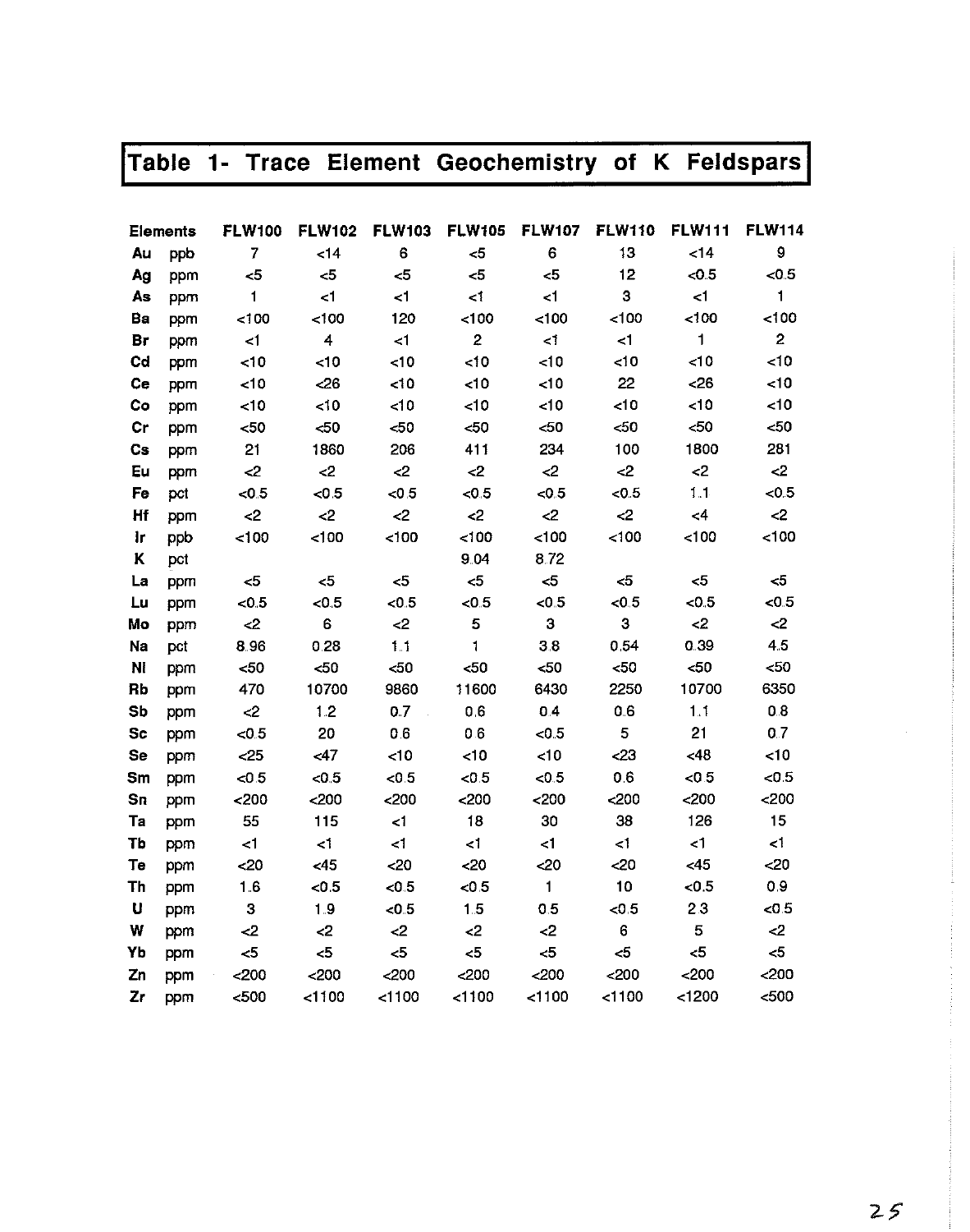## Table 1- Trace Element Geochemistry of K Feldspars

| Elements | | FLW100 | FLW102 | FLW103 | FLW105 | FLW107 | FLW110 | FLW111 | FLW114 |
|---|---|---|---|---|---|---|---|---|---|
| Au | ppb | 7 | <14 | 6 | <5 | 6 | 13 | <14 | 9 |
| Ag | ppm | <5 | <5 | <5 | <5 | <5 | 12 | <0.5 | <0.5 |
| As | ppm | 1 | <1 | <1 | <1 | <1 | 3 | <1 | 1 |
| Ba | ppm | <100 | <100 | 120 | <100 | <100 | <100 | <100 | <100 |
| Br | ppm | <1 | 4 | <1 | 2 | <1 | <1 | 1 | 2 |
| Cd | ppm | <10 | <10 | <10 | <10 | <10 | <10 | <10 | <10 |
| Ce | ppm | <10 | <26 | <10 | <10 | <10 | 22 | <26 | <10 |
| Co | ppm | <10 | <10 | <10 | <10 | <10 | <10 | <10 | <10 |
| Cr | ppm | <50 | <50 | <50 | <50 | <50 | <50 | <50 | <50 |
| Cs | ppm | 21 | 1860 | 206 | 411 | 234 | 100 | 1800 | 281 |
| Eu | ppm | <2 | <2 | <2 | <2 | <2 | <2 | <2 | <2 |
| Fe | pct | <0.5 | <0.5 | <0.5 | <0.5 | <0.5 | <0.5 | 1.1 | <0.5 |
| Hf | ppm | <2 | <2 | <2 | <2 | <2 | <2 | <4 | <2 |
| Ir | ppb | <100 | <100 | <100 | <100 | <100 | <100 | <100 | <100 |
| K | pct | | | | 9.04 | 8.72 | | | |
| La | ppm | <5 | <5 | <5 | <5 | <5 | <5 | <5 | <5 |
| Lu | ppm | <0.5 | <0.5 | <0.5 | <0.5 | <0.5 | <0.5 | <0.5 | <0.5 |
| Mo | ppm | <2 | 6 | <2 | 5 | 3 | 3 | <2 | <2 |
| Na | pct | 8.96 | 0.28 | 1.1 | 1 | 3.8 | 0.54 | 0.39 | 4.5 |
| Ni | ppm | <50 | <50 | <50 | <50 | <50 | <50 | <50 | <50 |
| Rb | ppm | 470 | 10700 | 9860 | 11600 | 6430 | 2250 | 10700 | 6350 |
| Sb | ppm | <2 | 1.2 | 0.7 | 0.6 | 0.4 | 0.6 | 1.1 | 0.8 |
| Sc | ppm | <0.5 | 20 | 0.6 | 0.6 | <0.5 | 5 | 21 | 0.7 |
| Se | ppm | <25 | <47 | <10 | <10 | <10 | <23 | <48 | <10 |
| Sm | ppm | <0.5 | <0.5 | <0.5 | <0.5 | <0.5 | 0.6 | <0.5 | <0.5 |
| Sn | ppm | <200 | <200 | <200 | <200 | <200 | <200 | <200 | <200 |
| Ta | ppm | 55 | 115 | <1 | 18 | 30 | 38 | 126 | 15 |
| Tb | ppm | <1 | <1 | <1 | <1 | <1 | <1 | <1 | <1 |
| Te | ppm | <20 | <45 | <20 | <20 | <20 | <20 | <45 | <20 |
| Th | ppm | 1.6 | <0.5 | <0.5 | <0.5 | 1 | 10 | <0.5 | 0.9 |
| U | ppm | 3 | 1.9 | <0.5 | 1.5 | 0.5 | <0.5 | 2.3 | <0.5 |
| W | ppm | <2 | <2 | <2 | <2 | <2 | 6 | 5 | <2 |
| Yb | ppm | <5 | <5 | <5 | <5 | <5 | <5 | <5 | <5 |
| Zn | ppm | <200 | <200 | <200 | <200 | <200 | <200 | <200 | <200 |
| Zr | ppm | <500 | <1100 | <1100 | <1100 | <1100 | <1100 | <1200 | <500 |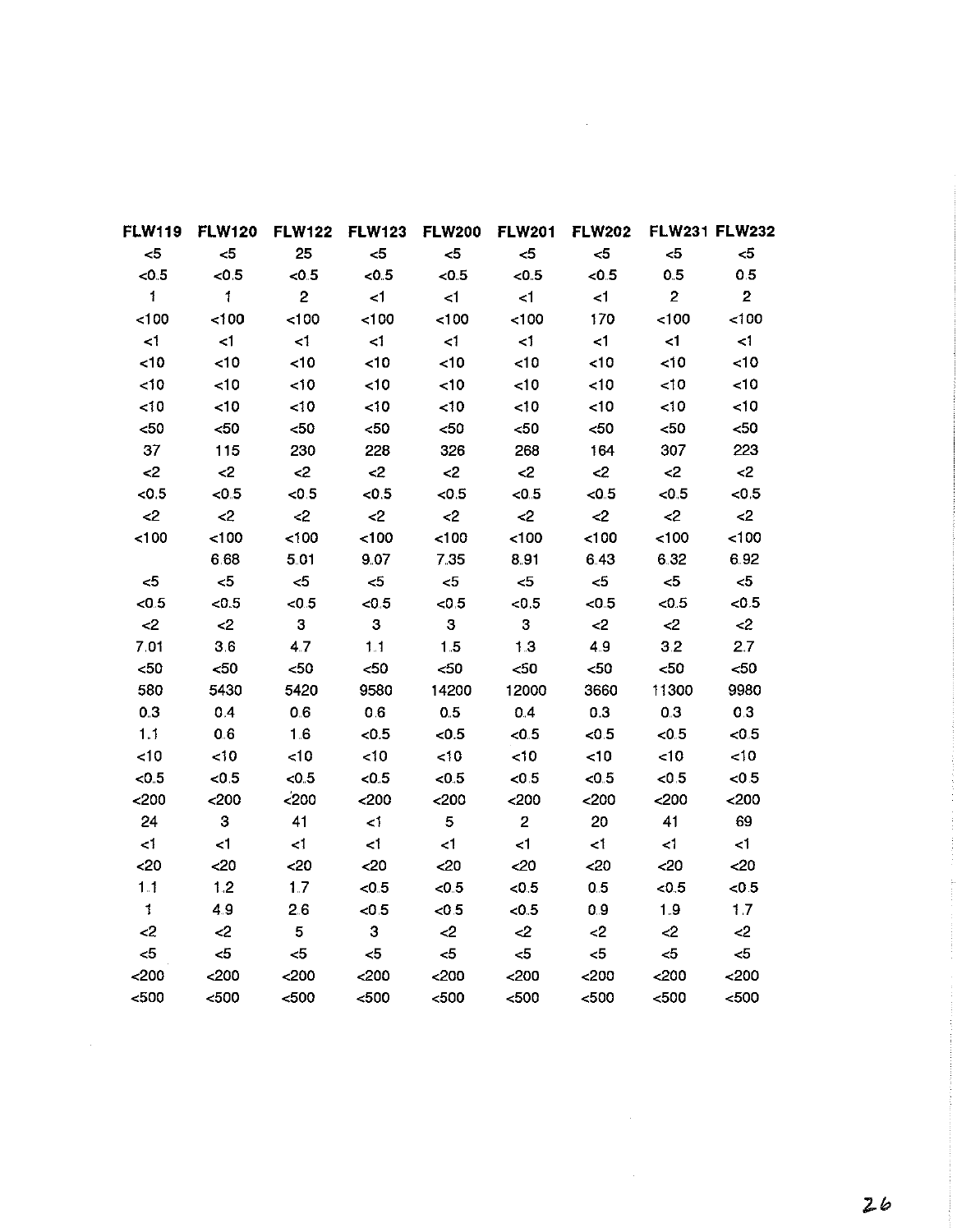| FLW119 | FLW120 | FLW122 | FLW123 | FLW200 | FLW201 | FLW202 | FLW231 | FLW232 |
|---|---|---|---|---|---|---|---|---|
| <5 | <5 | 25 | <5 | <5 | <5 | <5 | <5 | <5 |
| <0.5 | <0.5 | <0.5 | <0.5 | <0.5 | <0.5 | <0.5 | 0.5 | 0.5 |
| 1 | 1 | 2 | <1 | <1 | <1 | <1 | 2 | 2 |
| <100 | <100 | <100 | <100 | <100 | <100 | 170 | <100 | <100 |
| <1 | <1 | <1 | <1 | <1 | <1 | <1 | <1 | <1 |
| <10 | <10 | <10 | <10 | <10 | <10 | <10 | <10 | <10 |
| <10 | <10 | <10 | <10 | <10 | <10 | <10 | <10 | <10 |
| <10 | <10 | <10 | <10 | <10 | <10 | <10 | <10 | <10 |
| <50 | <50 | <50 | <50 | <50 | <50 | <50 | <50 | <50 |
| 37 | 115 | 230 | 228 | 326 | 268 | 164 | 307 | 223 |
| <2 | <2 | <2 | <2 | <2 | <2 | <2 | <2 | <2 |
| <0.5 | <0.5 | <0.5 | <0.5 | <0.5 | <0.5 | <0.5 | <0.5 | <0.5 |
| <2 | <2 | <2 | <2 | <2 | <2 | <2 | <2 | <2 |
| <100 | <100 | <100 | <100 | <100 | <100 | <100 | <100 | <100 |
| | 6.68 | 5.01 | 9.07 | 7.35 | 8.91 | 6.43 | 6.32 | 6.92 |
| <5 | <5 | <5 | <5 | <5 | <5 | <5 | <5 | <5 |
| <0.5 | <0.5 | <0.5 | <0.5 | <0.5 | <0.5 | <0.5 | <0.5 | <0.5 |
| <2 | <2 | 3 | 3 | 3 | 3 | <2 | <2 | <2 |
| 7.01 | 3.6 | 4.7 | 1.1 | 1.5 | 1.3 | 4.9 | 3.2 | 2.7 |
| <50 | <50 | <50 | <50 | <50 | <50 | <50 | <50 | <50 |
| 580 | 5430 | 5420 | 9580 | 14200 | 12000 | 3660 | 11300 | 9980 |
| 0.3 | 0.4 | 0.6 | 0.6 | 0.5 | 0.4 | 0.3 | 0.3 | 0.3 |
| 1.1 | 0.6 | 1.6 | <0.5 | <0.5 | <0.5 | <0.5 | <0.5 | <0.5 |
| <10 | <10 | <10 | <10 | <10 | <10 | <10 | <10 | <10 |
| <0.5 | <0.5 | <0.5 | <0.5 | <0.5 | <0.5 | <0.5 | <0.5 | <0.5 |
| <200 | <200 | <200 | <200 | <200 | <200 | <200 | <200 | <200 |
| 24 | 3 | 41 | <1 | 5 | 2 | 20 | 41 | 69 |
| <1 | <1 | <1 | <1 | <1 | <1 | <1 | <1 | <1 |
| <20 | <20 | <20 | <20 | <20 | <20 | <20 | <20 | <20 |
| 1.1 | 1.2 | 1.7 | <0.5 | <0.5 | <0.5 | 0.5 | <0.5 | <0.5 |
| 1 | 4.9 | 2.6 | <0.5 | <0.5 | <0.5 | 0.9 | 1.9 | 1.7 |
| <2 | <2 | 5 | 3 | <2 | <2 | <2 | <2 | <2 |
| <5 | <5 | <5 | <5 | <5 | <5 | <5 | <5 | <5 |
| <200 | <200 | <200 | <200 | <200 | <200 | <200 | <200 | <200 |
| <500 | <500 | <500 | <500 | <500 | <500 | <500 | <500 | <500 |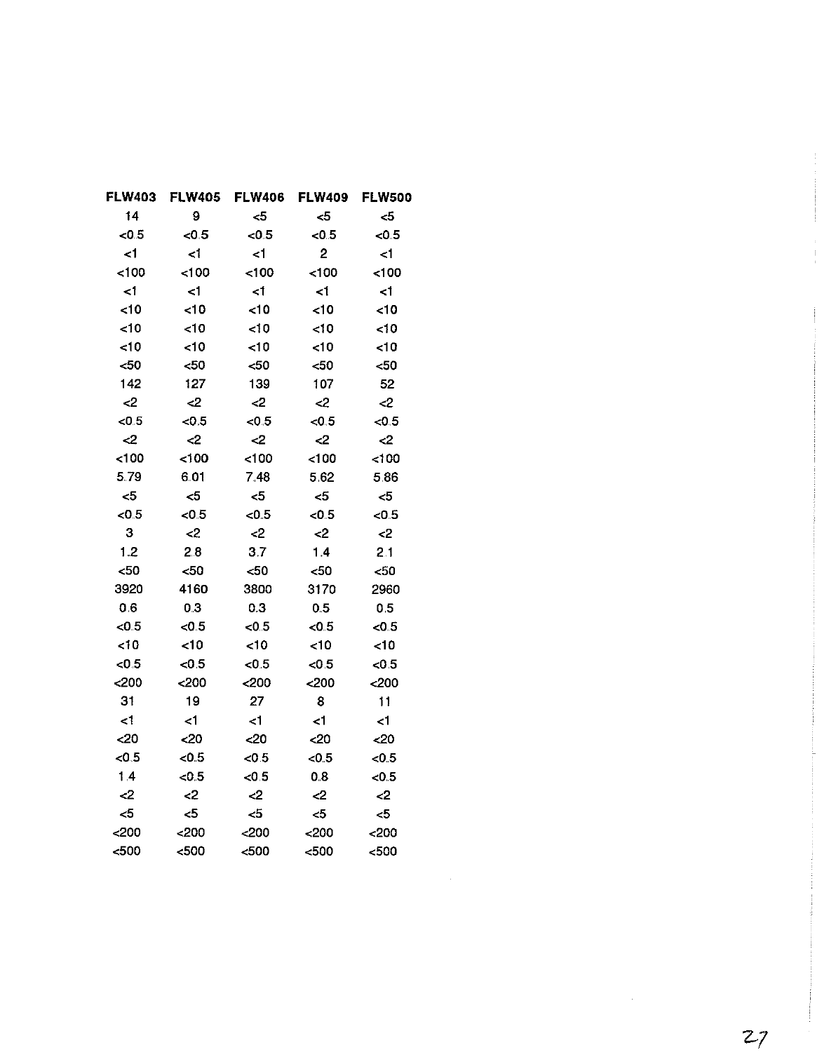| FLW403 | FLW405 | FLW406 | FLW409 | FLW500 |
|---|---|---|---|---|
| 14 | 9 | <5 | <5 | <5 |
| <0.5 | <0.5 | <0.5 | <0.5 | <0.5 |
| <1 | <1 | <1 | 2 | <1 |
| <100 | <100 | <100 | <100 | <100 |
| <1 | <1 | <1 | <1 | <1 |
| <10 | <10 | <10 | <10 | <10 |
| <10 | <10 | <10 | <10 | <10 |
| <10 | <10 | <10 | <10 | <10 |
| <50 | <50 | <50 | <50 | <50 |
| 142 | 127 | 139 | 107 | 52 |
| <2 | <2 | <2 | <2 | <2 |
| <0.5 | <0.5 | <0.5 | <0.5 | <0.5 |
| <2 | <2 | <2 | <2 | <2 |
| <100 | <100 | <100 | <100 | <100 |
| 5.79 | 6.01 | 7.48 | 5.62 | 5.86 |
| <5 | <5 | <5 | <5 | <5 |
| <0.5 | <0.5 | <0.5 | <0.5 | <0.5 |
| 3 | <2 | <2 | <2 | <2 |
| 1.2 | 2.8 | 3.7 | 1.4 | 2.1 |
| <50 | <50 | <50 | <50 | <50 |
| 3920 | 4160 | 3800 | 3170 | 2960 |
| 0.6 | 0.3 | 0.3 | 0.5 | 0.5 |
| <0.5 | <0.5 | <0.5 | <0.5 | <0.5 |
| <10 | <10 | <10 | <10 | <10 |
| <0.5 | <0.5 | <0.5 | <0.5 | <0.5 |
| <200 | <200 | <200 | <200 | <200 |
| 31 | 19 | 27 | 8 | 11 |
| <1 | <1 | <1 | <1 | <1 |
| <20 | <20 | <20 | <20 | <20 |
| <0.5 | <0.5 | <0.5 | <0.5 | <0.5 |
| 1.4 | <0.5 | <0.5 | 0.8 | <0.5 |
| <2 | <2 | <2 | <2 | <2 |
| <5 | <5 | <5 | <5 | <5 |
| <200 | <200 | <200 | <200 | <200 |
| <500 | <500 | <500 | <500 | <500 |